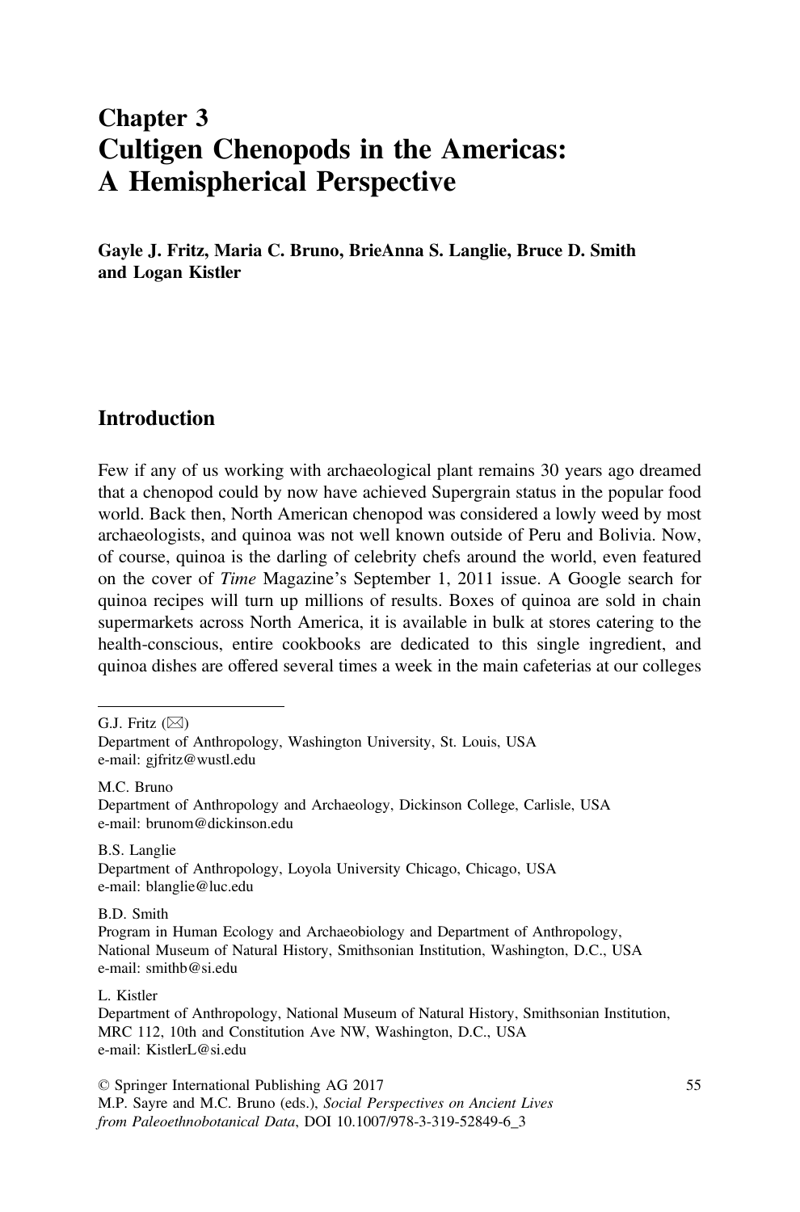# Chapter 3
# Cultigen Chenopods in the Americas: A Hemispherical Perspective

**Gayle J. Fritz, Maria C. Bruno, BrieAnna S. Langlie, Bruce D. Smith and Logan Kistler**

## Introduction

Few if any of us working with archaeological plant remains 30 years ago dreamed that a chenopod could by now have achieved Supergrain status in the popular food world. Back then, North American chenopod was considered a lowly weed by most archaeologists, and quinoa was not well known outside of Peru and Bolivia. Now, of course, quinoa is the darling of celebrity chefs around the world, even featured on the cover of *Time* Magazine's September 1, 2011 issue. A Google search for quinoa recipes will turn up millions of results. Boxes of quinoa are sold in chain supermarkets across North America, it is available in bulk at stores catering to the health-conscious, entire cookbooks are dedicated to this single ingredient, and quinoa dishes are offered several times a week in the main cafeterias at our colleges

---

G.J. Fritz (✉)
Department of Anthropology, Washington University, St. Louis, USA
e-mail: gjfritz@wustl.edu

M.C. Bruno
Department of Anthropology and Archaeology, Dickinson College, Carlisle, USA
e-mail: brunom@dickinson.edu

B.S. Langlie
Department of Anthropology, Loyola University Chicago, Chicago, USA
e-mail: blanglie@luc.edu

B.D. Smith
Program in Human Ecology and Archaeobiology and Department of Anthropology, National Museum of Natural History, Smithsonian Institution, Washington, D.C., USA
e-mail: smithb@si.edu

L. Kistler
Department of Anthropology, National Museum of Natural History, Smithsonian Institution, MRC 112, 10th and Constitution Ave NW, Washington, D.C., USA
e-mail: KistlerL@si.edu

© Springer International Publishing AG 2017
M.P. Sayre and M.C. Bruno (eds.), *Social Perspectives on Ancient Lives from Paleoethnobotanical Data*, DOI 10.1007/978-3-319-52849-6_3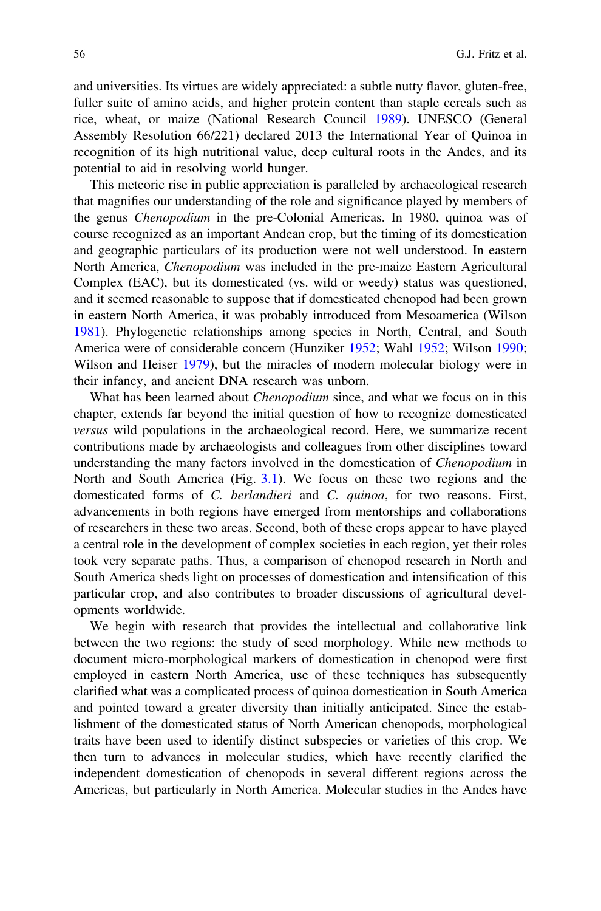and universities. Its virtues are widely appreciated: a subtle nutty flavor, gluten-free, fuller suite of amino acids, and higher protein content than staple cereals such as rice, wheat, or maize (National Research Council 1989). UNESCO (General Assembly Resolution 66/221) declared 2013 the International Year of Quinoa in recognition of its high nutritional value, deep cultural roots in the Andes, and its potential to aid in resolving world hunger.

This meteoric rise in public appreciation is paralleled by archaeological research that magnifies our understanding of the role and significance played by members of the genus *Chenopodium* in the pre-Colonial Americas. In 1980, quinoa was of course recognized as an important Andean crop, but the timing of its domestication and geographic particulars of its production were not well understood. In eastern North America, *Chenopodium* was included in the pre-maize Eastern Agricultural Complex (EAC), but its domesticated (vs. wild or weedy) status was questioned, and it seemed reasonable to suppose that if domesticated chenopod had been grown in eastern North America, it was probably introduced from Mesoamerica (Wilson 1981). Phylogenetic relationships among species in North, Central, and South America were of considerable concern (Hunziker 1952; Wahl 1952; Wilson 1990; Wilson and Heiser 1979), but the miracles of modern molecular biology were in their infancy, and ancient DNA research was unborn.

What has been learned about *Chenopodium* since, and what we focus on in this chapter, extends far beyond the initial question of how to recognize domesticated *versus* wild populations in the archaeological record. Here, we summarize recent contributions made by archaeologists and colleagues from other disciplines toward understanding the many factors involved in the domestication of *Chenopodium* in North and South America (Fig. 3.1). We focus on these two regions and the domesticated forms of *C. berlandieri* and *C. quinoa*, for two reasons. First, advancements in both regions have emerged from mentorships and collaborations of researchers in these two areas. Second, both of these crops appear to have played a central role in the development of complex societies in each region, yet their roles took very separate paths. Thus, a comparison of chenopod research in North and South America sheds light on processes of domestication and intensification of this particular crop, and also contributes to broader discussions of agricultural developments worldwide.

We begin with research that provides the intellectual and collaborative link between the two regions: the study of seed morphology. While new methods to document micro-morphological markers of domestication in chenopod were first employed in eastern North America, use of these techniques has subsequently clarified what was a complicated process of quinoa domestication in South America and pointed toward a greater diversity than initially anticipated. Since the establishment of the domesticated status of North American chenopods, morphological traits have been used to identify distinct subspecies or varieties of this crop. We then turn to advances in molecular studies, which have recently clarified the independent domestication of chenopods in several different regions across the Americas, but particularly in North America. Molecular studies in the Andes have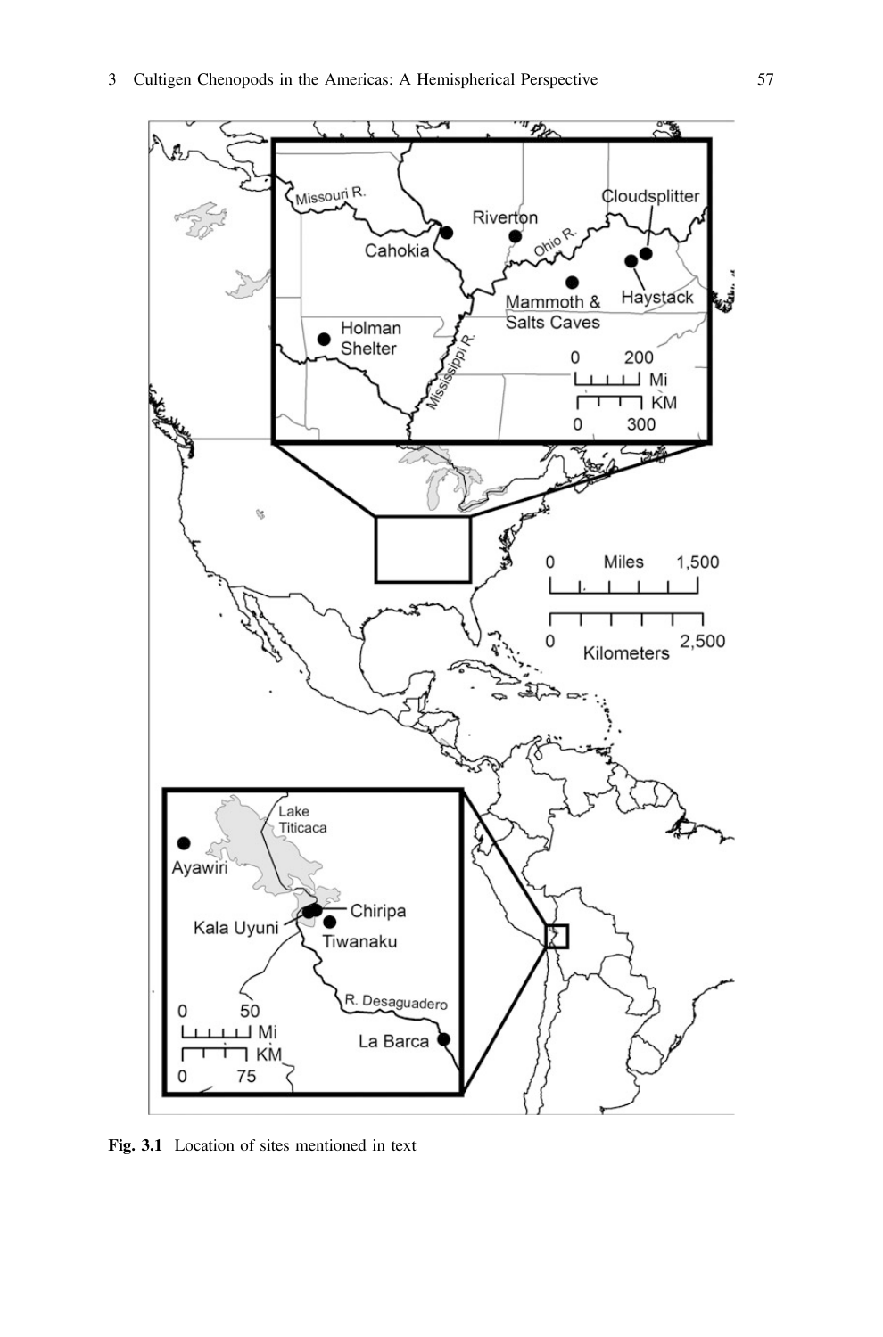Fig. 3.1 Location of sites mentioned in text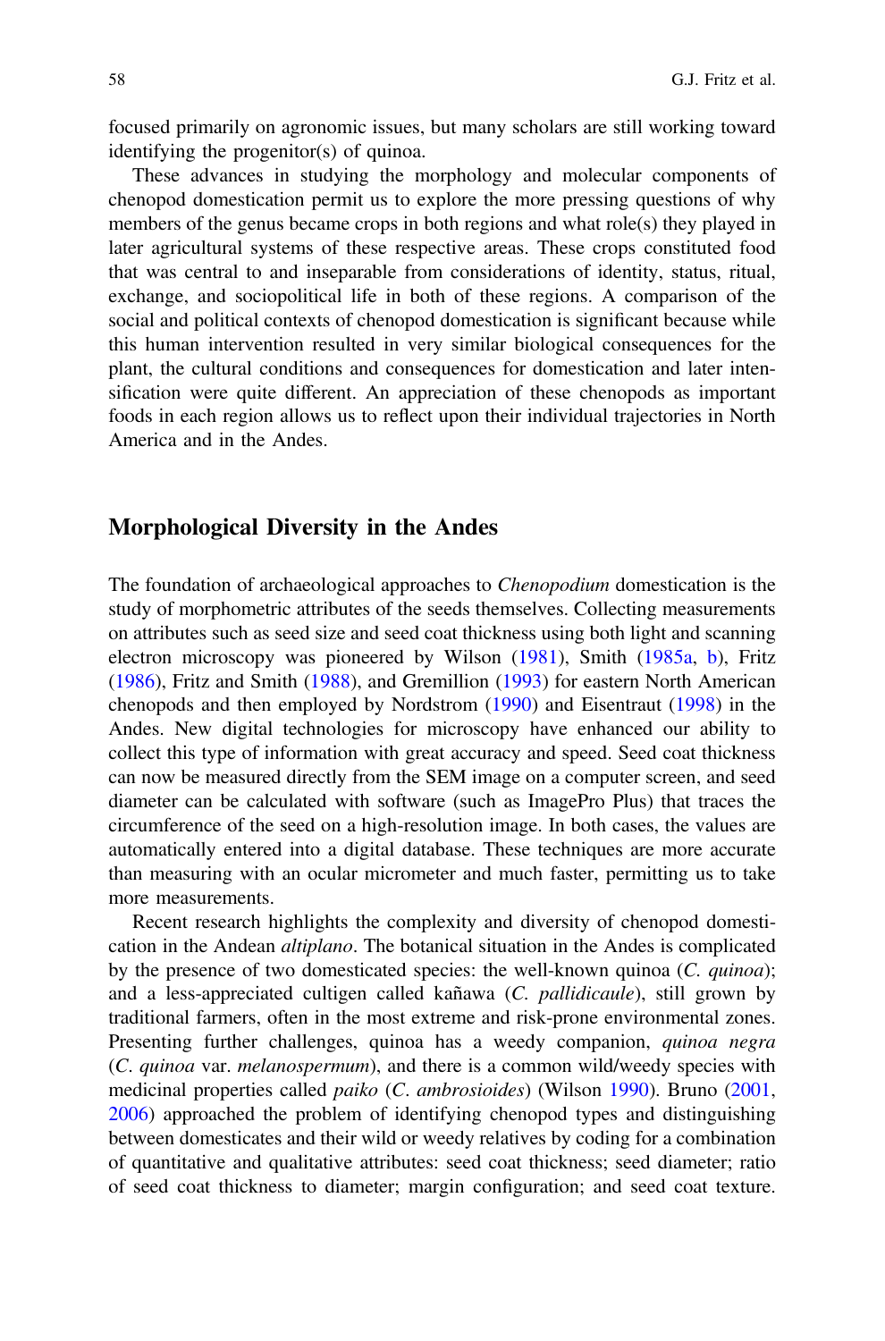focused primarily on agronomic issues, but many scholars are still working toward identifying the progenitor(s) of quinoa.

These advances in studying the morphology and molecular components of chenopod domestication permit us to explore the more pressing questions of why members of the genus became crops in both regions and what role(s) they played in later agricultural systems of these respective areas. These crops constituted food that was central to and inseparable from considerations of identity, status, ritual, exchange, and sociopolitical life in both of these regions. A comparison of the social and political contexts of chenopod domestication is significant because while this human intervention resulted in very similar biological consequences for the plant, the cultural conditions and consequences for domestication and later intensification were quite different. An appreciation of these chenopods as important foods in each region allows us to reflect upon their individual trajectories in North America and in the Andes.

## Morphological Diversity in the Andes

The foundation of archaeological approaches to *Chenopodium* domestication is the study of morphometric attributes of the seeds themselves. Collecting measurements on attributes such as seed size and seed coat thickness using both light and scanning electron microscopy was pioneered by Wilson (1981), Smith (1985a, b), Fritz (1986), Fritz and Smith (1988), and Gremillion (1993) for eastern North American chenopods and then employed by Nordstrom (1990) and Eisentraut (1998) in the Andes. New digital technologies for microscopy have enhanced our ability to collect this type of information with great accuracy and speed. Seed coat thickness can now be measured directly from the SEM image on a computer screen, and seed diameter can be calculated with software (such as ImagePro Plus) that traces the circumference of the seed on a high-resolution image. In both cases, the values are automatically entered into a digital database. These techniques are more accurate than measuring with an ocular micrometer and much faster, permitting us to take more measurements.

Recent research highlights the complexity and diversity of chenopod domestication in the Andean *altiplano*. The botanical situation in the Andes is complicated by the presence of two domesticated species: the well-known quinoa (*C. quinoa*); and a less-appreciated cultigen called kañawa (*C. pallidicaule*), still grown by traditional farmers, often in the most extreme and risk-prone environmental zones. Presenting further challenges, quinoa has a weedy companion, *quinoa negra* (*C. quinoa* var. *melanospermum*), and there is a common wild/weedy species with medicinal properties called *paiko* (*C. ambrosioides*) (Wilson 1990). Bruno (2001, 2006) approached the problem of identifying chenopod types and distinguishing between domesticates and their wild or weedy relatives by coding for a combination of quantitative and qualitative attributes: seed coat thickness; seed diameter; ratio of seed coat thickness to diameter; margin configuration; and seed coat texture.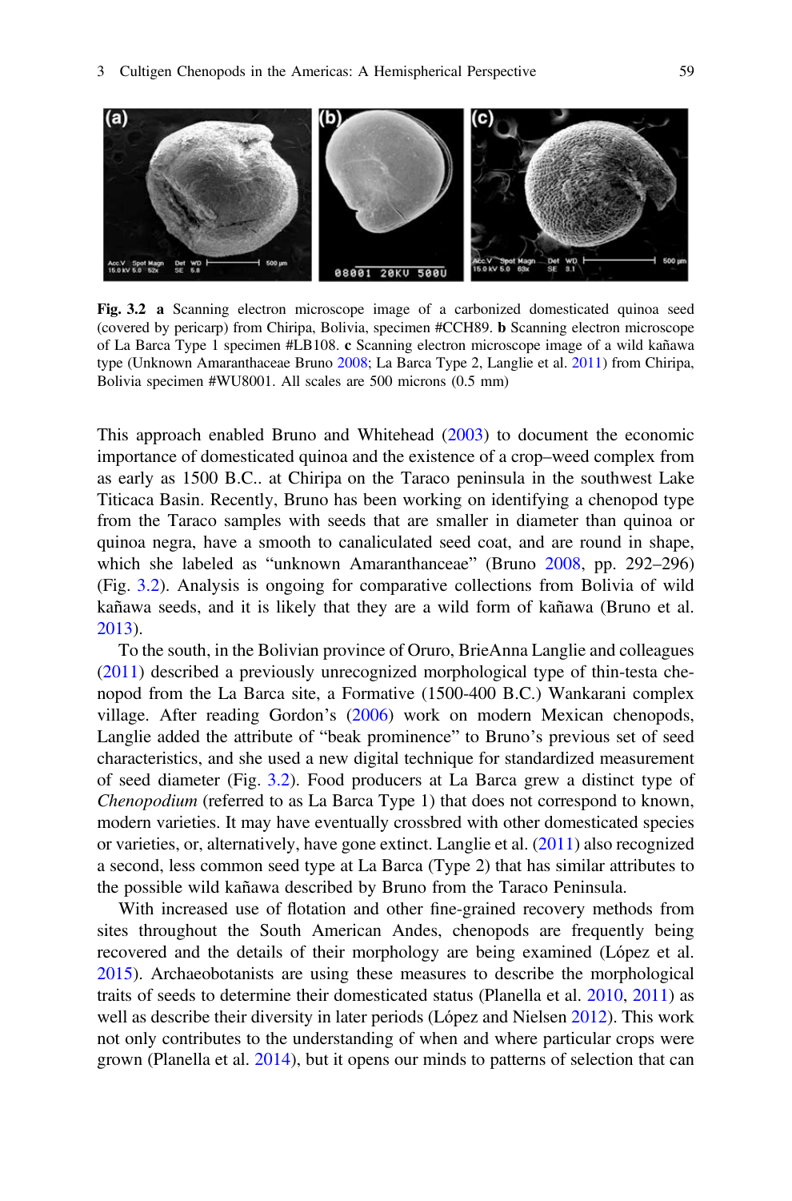**Fig. 3.2** **a** Scanning electron microscope image of a carbonized domesticated quinoa seed (covered by pericarp) from Chiripa, Bolivia, specimen #CCH89. **b** Scanning electron microscope of La Barca Type 1 specimen #LB108. **c** Scanning electron microscope image of a wild kañawa type (Unknown Amaranthaceae Bruno 2008; La Barca Type 2, Langlie et al. 2011) from Chiripa, Bolivia specimen #WU8001. All scales are 500 microns (0.5 mm)

This approach enabled Bruno and Whitehead (2003) to document the economic importance of domesticated quinoa and the existence of a crop–weed complex from as early as 1500 B.C.. at Chiripa on the Taraco peninsula in the southwest Lake Titicaca Basin. Recently, Bruno has been working on identifying a chenopod type from the Taraco samples with seeds that are smaller in diameter than quinoa or quinoa negra, have a smooth to canaliculated seed coat, and are round in shape, which she labeled as "unknown Amaranthanceae" (Bruno 2008, pp. 292–296) (Fig. 3.2). Analysis is ongoing for comparative collections from Bolivia of wild kañawa seeds, and it is likely that they are a wild form of kañawa (Bruno et al. 2013).

To the south, in the Bolivian province of Oruro, BrieAnna Langlie and colleagues (2011) described a previously unrecognized morphological type of thin-testa chenopod from the La Barca site, a Formative (1500-400 B.C.) Wankarani complex village. After reading Gordon's (2006) work on modern Mexican chenopods, Langlie added the attribute of "beak prominence" to Bruno's previous set of seed characteristics, and she used a new digital technique for standardized measurement of seed diameter (Fig. 3.2). Food producers at La Barca grew a distinct type of *Chenopodium* (referred to as La Barca Type 1) that does not correspond to known, modern varieties. It may have eventually crossbred with other domesticated species or varieties, or, alternatively, have gone extinct. Langlie et al. (2011) also recognized a second, less common seed type at La Barca (Type 2) that has similar attributes to the possible wild kañawa described by Bruno from the Taraco Peninsula.

With increased use of flotation and other fine-grained recovery methods from sites throughout the South American Andes, chenopods are frequently being recovered and the details of their morphology are being examined (López et al. 2015). Archaeobotanists are using these measures to describe the morphological traits of seeds to determine their domesticated status (Planella et al. 2010, 2011) as well as describe their diversity in later periods (López and Nielsen 2012). This work not only contributes to the understanding of when and where particular crops were grown (Planella et al. 2014), but it opens our minds to patterns of selection that can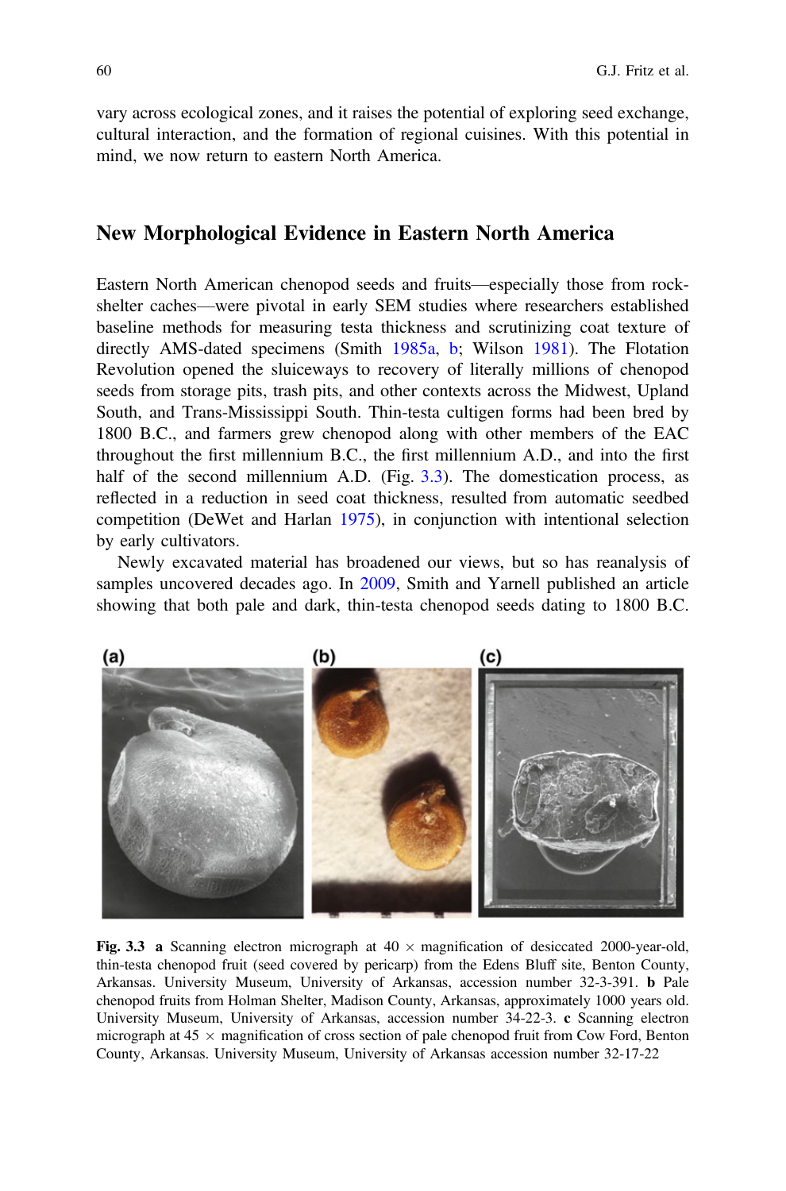vary across ecological zones, and it raises the potential of exploring seed exchange, cultural interaction, and the formation of regional cuisines. With this potential in mind, we now return to eastern North America.

## New Morphological Evidence in Eastern North America

Eastern North American chenopod seeds and fruits—especially those from rock-shelter caches—were pivotal in early SEM studies where researchers established baseline methods for measuring testa thickness and scrutinizing coat texture of directly AMS-dated specimens (Smith 1985a, b; Wilson 1981). The Flotation Revolution opened the sluiceways to recovery of literally millions of chenopod seeds from storage pits, trash pits, and other contexts across the Midwest, Upland South, and Trans-Mississippi South. Thin-testa cultigen forms had been bred by 1800 B.C., and farmers grew chenopod along with other members of the EAC throughout the first millennium B.C., the first millennium A.D., and into the first half of the second millennium A.D. (Fig. 3.3). The domestication process, as reflected in a reduction in seed coat thickness, resulted from automatic seedbed competition (DeWet and Harlan 1975), in conjunction with intentional selection by early cultivators.

Newly excavated material has broadened our views, but so has reanalysis of samples uncovered decades ago. In 2009, Smith and Yarnell published an article showing that both pale and dark, thin-testa chenopod seeds dating to 1800 B.C.

**Fig. 3.3** **a** Scanning electron micrograph at 40 × magnification of desiccated 2000-year-old, thin-testa chenopod fruit (seed covered by pericarp) from the Edens Bluff site, Benton County, Arkansas. University Museum, University of Arkansas, accession number 32-3-391. **b** Pale chenopod fruits from Holman Shelter, Madison County, Arkansas, approximately 1000 years old. University Museum, University of Arkansas, accession number 34-22-3. **c** Scanning electron micrograph at 45 × magnification of cross section of pale chenopod fruit from Cow Ford, Benton County, Arkansas. University Museum, University of Arkansas accession number 32-17-22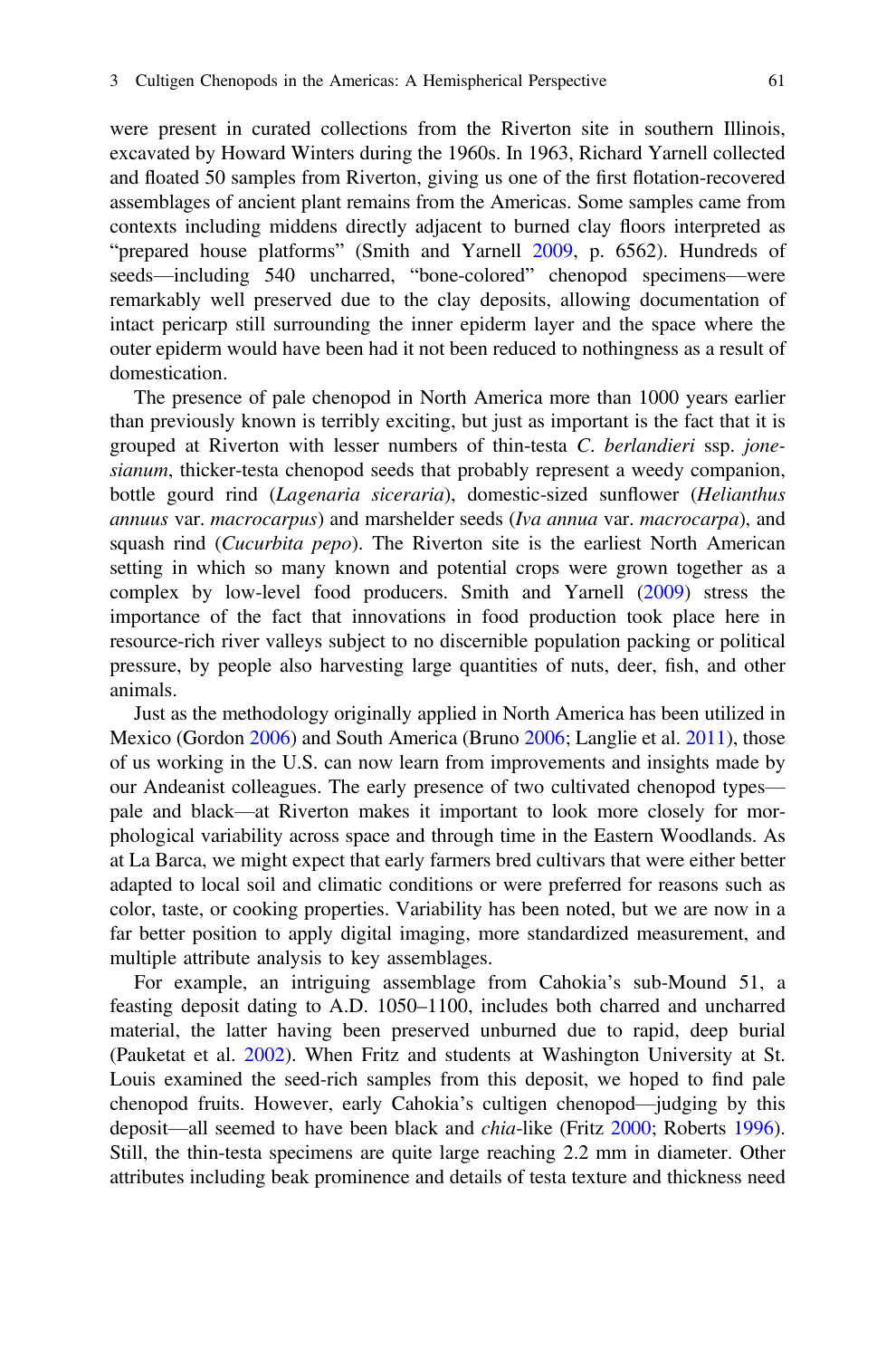were present in curated collections from the Riverton site in southern Illinois, excavated by Howard Winters during the 1960s. In 1963, Richard Yarnell collected and floated 50 samples from Riverton, giving us one of the first flotation-recovered assemblages of ancient plant remains from the Americas. Some samples came from contexts including middens directly adjacent to burned clay floors interpreted as "prepared house platforms" (Smith and Yarnell 2009, p. 6562). Hundreds of seeds—including 540 uncharred, "bone-colored" chenopod specimens—were remarkably well preserved due to the clay deposits, allowing documentation of intact pericarp still surrounding the inner epiderm layer and the space where the outer epiderm would have been had it not been reduced to nothingness as a result of domestication.

The presence of pale chenopod in North America more than 1000 years earlier than previously known is terribly exciting, but just as important is the fact that it is grouped at Riverton with lesser numbers of thin-testa *C. berlandieri* ssp. *jonesianum*, thicker-testa chenopod seeds that probably represent a weedy companion, bottle gourd rind (*Lagenaria siceraria*), domestic-sized sunflower (*Helianthus annuus* var. *macrocarpus*) and marshelder seeds (*Iva annua* var. *macrocarpa*), and squash rind (*Cucurbita pepo*). The Riverton site is the earliest North American setting in which so many known and potential crops were grown together as a complex by low-level food producers. Smith and Yarnell (2009) stress the importance of the fact that innovations in food production took place here in resource-rich river valleys subject to no discernible population packing or political pressure, by people also harvesting large quantities of nuts, deer, fish, and other animals.

Just as the methodology originally applied in North America has been utilized in Mexico (Gordon 2006) and South America (Bruno 2006; Langlie et al. 2011), those of us working in the U.S. can now learn from improvements and insights made by our Andeanist colleagues. The early presence of two cultivated chenopod types—pale and black—at Riverton makes it important to look more closely for morphological variability across space and through time in the Eastern Woodlands. As at La Barca, we might expect that early farmers bred cultivars that were either better adapted to local soil and climatic conditions or were preferred for reasons such as color, taste, or cooking properties. Variability has been noted, but we are now in a far better position to apply digital imaging, more standardized measurement, and multiple attribute analysis to key assemblages.

For example, an intriguing assemblage from Cahokia's sub-Mound 51, a feasting deposit dating to A.D. 1050–1100, includes both charred and uncharred material, the latter having been preserved unburned due to rapid, deep burial (Pauketat et al. 2002). When Fritz and students at Washington University at St. Louis examined the seed-rich samples from this deposit, we hoped to find pale chenopod fruits. However, early Cahokia's cultigen chenopod—judging by this deposit—all seemed to have been black and *chia*-like (Fritz 2000; Roberts 1996). Still, the thin-testa specimens are quite large reaching 2.2 mm in diameter. Other attributes including beak prominence and details of testa texture and thickness need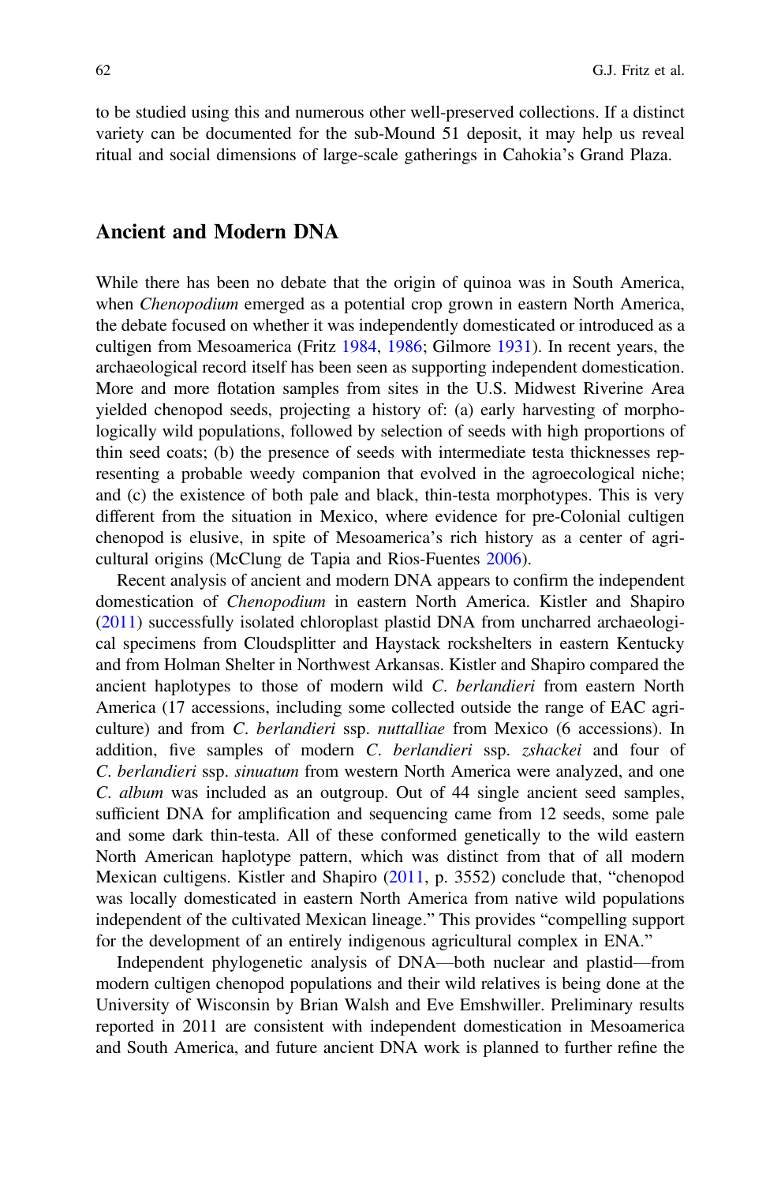to be studied using this and numerous other well-preserved collections. If a distinct variety can be documented for the sub-Mound 51 deposit, it may help us reveal ritual and social dimensions of large-scale gatherings in Cahokia's Grand Plaza.

## Ancient and Modern DNA

While there has been no debate that the origin of quinoa was in South America, when *Chenopodium* emerged as a potential crop grown in eastern North America, the debate focused on whether it was independently domesticated or introduced as a cultigen from Mesoamerica (Fritz 1984, 1986; Gilmore 1931). In recent years, the archaeological record itself has been seen as supporting independent domestication. More and more flotation samples from sites in the U.S. Midwest Riverine Area yielded chenopod seeds, projecting a history of: (a) early harvesting of morphologically wild populations, followed by selection of seeds with high proportions of thin seed coats; (b) the presence of seeds with intermediate testa thicknesses representing a probable weedy companion that evolved in the agroecological niche; and (c) the existence of both pale and black, thin-testa morphotypes. This is very different from the situation in Mexico, where evidence for pre-Colonial cultigen chenopod is elusive, in spite of Mesoamerica's rich history as a center of agricultural origins (McClung de Tapia and Rios-Fuentes 2006).

Recent analysis of ancient and modern DNA appears to confirm the independent domestication of *Chenopodium* in eastern North America. Kistler and Shapiro (2011) successfully isolated chloroplast plastid DNA from uncharred archaeological specimens from Cloudsplitter and Haystack rockshelters in eastern Kentucky and from Holman Shelter in Northwest Arkansas. Kistler and Shapiro compared the ancient haplotypes to those of modern wild *C. berlandieri* from eastern North America (17 accessions, including some collected outside the range of EAC agriculture) and from *C. berlandieri* ssp. *nuttalliae* from Mexico (6 accessions). In addition, five samples of modern *C. berlandieri* ssp. *zshackei* and four of *C. berlandieri* ssp. *sinuatum* from western North America were analyzed, and one *C. album* was included as an outgroup. Out of 44 single ancient seed samples, sufficient DNA for amplification and sequencing came from 12 seeds, some pale and some dark thin-testa. All of these conformed genetically to the wild eastern North American haplotype pattern, which was distinct from that of all modern Mexican cultigens. Kistler and Shapiro (2011, p. 3552) conclude that, "chenopod was locally domesticated in eastern North America from native wild populations independent of the cultivated Mexican lineage." This provides "compelling support for the development of an entirely indigenous agricultural complex in ENA."

Independent phylogenetic analysis of DNA—both nuclear and plastid—from modern cultigen chenopod populations and their wild relatives is being done at the University of Wisconsin by Brian Walsh and Eve Emshwiller. Preliminary results reported in 2011 are consistent with independent domestication in Mesoamerica and South America, and future ancient DNA work is planned to further refine the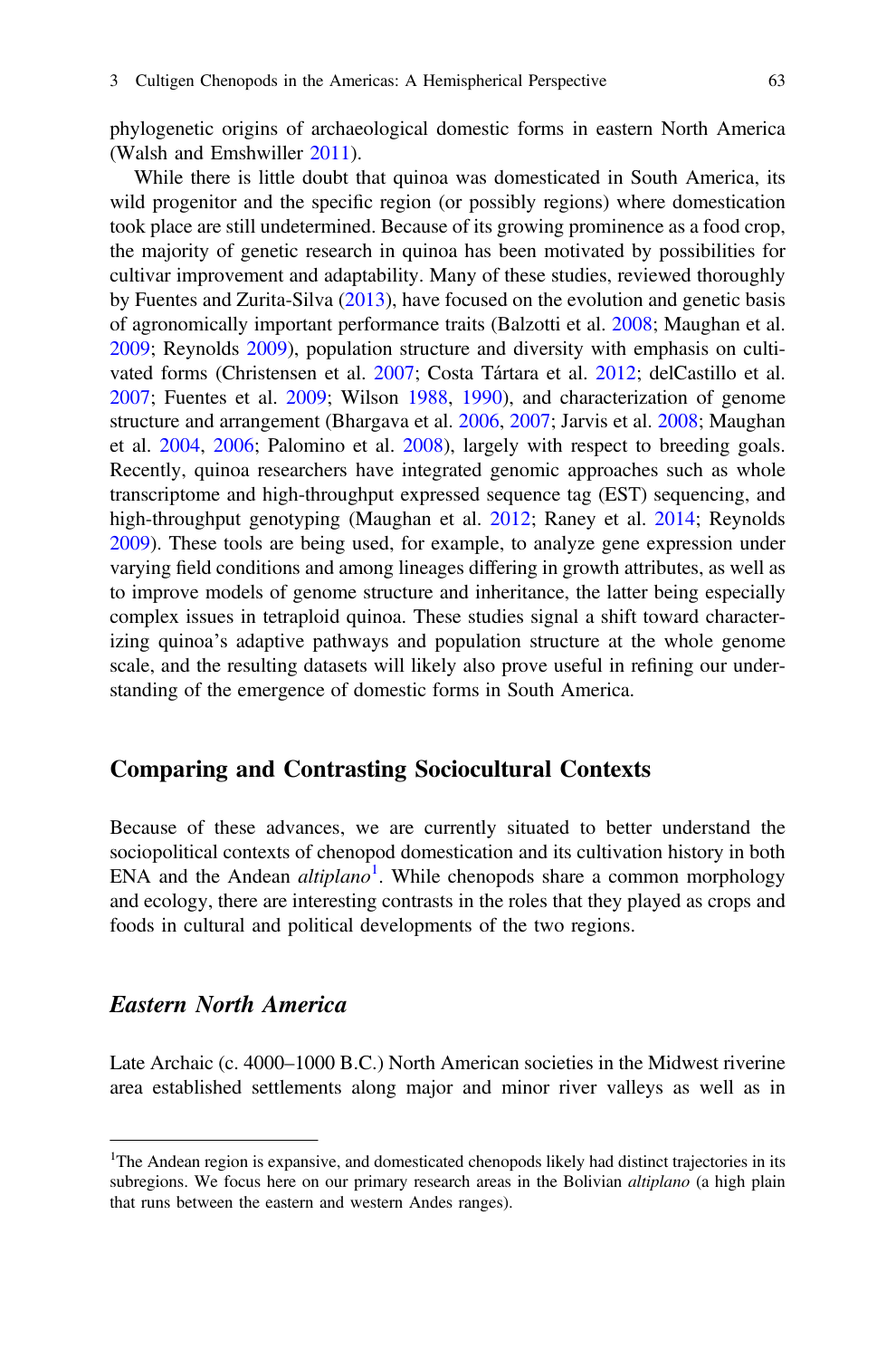phylogenetic origins of archaeological domestic forms in eastern North America (Walsh and Emshwiller 2011).

While there is little doubt that quinoa was domesticated in South America, its wild progenitor and the specific region (or possibly regions) where domestication took place are still undetermined. Because of its growing prominence as a food crop, the majority of genetic research in quinoa has been motivated by possibilities for cultivar improvement and adaptability. Many of these studies, reviewed thoroughly by Fuentes and Zurita-Silva (2013), have focused on the evolution and genetic basis of agronomically important performance traits (Balzotti et al. 2008; Maughan et al. 2009; Reynolds 2009), population structure and diversity with emphasis on cultivated forms (Christensen et al. 2007; Costa Tártara et al. 2012; delCastillo et al. 2007; Fuentes et al. 2009; Wilson 1988, 1990), and characterization of genome structure and arrangement (Bhargava et al. 2006, 2007; Jarvis et al. 2008; Maughan et al. 2004, 2006; Palomino et al. 2008), largely with respect to breeding goals. Recently, quinoa researchers have integrated genomic approaches such as whole transcriptome and high-throughput expressed sequence tag (EST) sequencing, and high-throughput genotyping (Maughan et al. 2012; Raney et al. 2014; Reynolds 2009). These tools are being used, for example, to analyze gene expression under varying field conditions and among lineages differing in growth attributes, as well as to improve models of genome structure and inheritance, the latter being especially complex issues in tetraploid quinoa. These studies signal a shift toward characterizing quinoa's adaptive pathways and population structure at the whole genome scale, and the resulting datasets will likely also prove useful in refining our understanding of the emergence of domestic forms in South America.

## Comparing and Contrasting Sociocultural Contexts

Because of these advances, we are currently situated to better understand the sociopolitical contexts of chenopod domestication and its cultivation history in both ENA and the Andean *altiplano*[1]. While chenopods share a common morphology and ecology, there are interesting contrasts in the roles that they played as crops and foods in cultural and political developments of the two regions.

### *Eastern North America*

Late Archaic (c. 4000–1000 B.C.) North American societies in the Midwest riverine area established settlements along major and minor river valleys as well as in

[1]The Andean region is expansive, and domesticated chenopods likely had distinct trajectories in its subregions. We focus here on our primary research areas in the Bolivian *altiplano* (a high plain that runs between the eastern and western Andes ranges).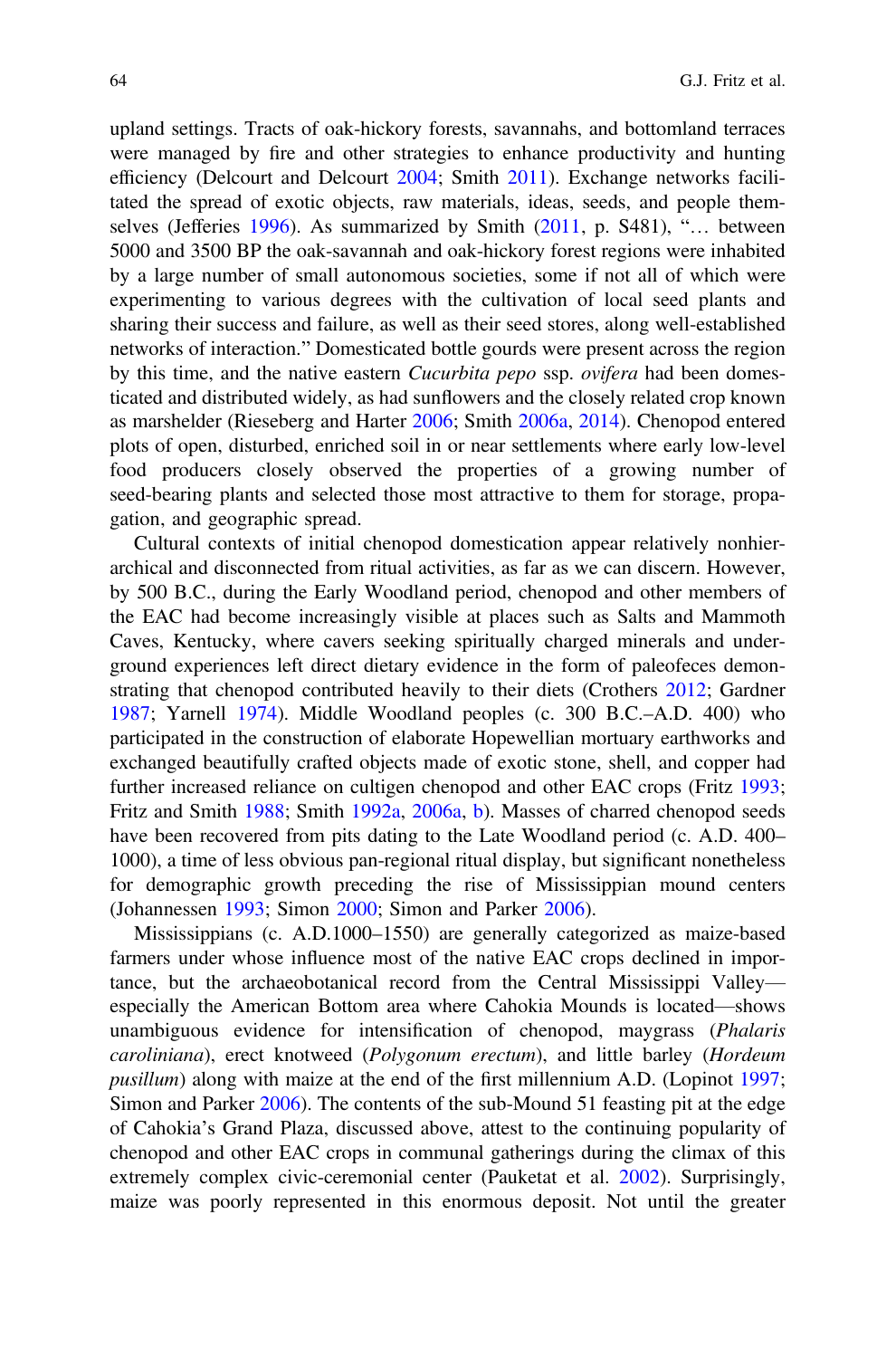upland settings. Tracts of oak-hickory forests, savannahs, and bottomland terraces were managed by fire and other strategies to enhance productivity and hunting efficiency (Delcourt and Delcourt 2004; Smith 2011). Exchange networks facilitated the spread of exotic objects, raw materials, ideas, seeds, and people themselves (Jefferies 1996). As summarized by Smith (2011, p. S481), "… between 5000 and 3500 BP the oak-savannah and oak-hickory forest regions were inhabited by a large number of small autonomous societies, some if not all of which were experimenting to various degrees with the cultivation of local seed plants and sharing their success and failure, as well as their seed stores, along well-established networks of interaction." Domesticated bottle gourds were present across the region by this time, and the native eastern *Cucurbita pepo* ssp. *ovifera* had been domesticated and distributed widely, as had sunflowers and the closely related crop known as marshelder (Rieseberg and Harter 2006; Smith 2006a, 2014). Chenopod entered plots of open, disturbed, enriched soil in or near settlements where early low-level food producers closely observed the properties of a growing number of seed-bearing plants and selected those most attractive to them for storage, propagation, and geographic spread.

Cultural contexts of initial chenopod domestication appear relatively nonhierarchical and disconnected from ritual activities, as far as we can discern. However, by 500 B.C., during the Early Woodland period, chenopod and other members of the EAC had become increasingly visible at places such as Salts and Mammoth Caves, Kentucky, where cavers seeking spiritually charged minerals and underground experiences left direct dietary evidence in the form of paleofeces demonstrating that chenopod contributed heavily to their diets (Crothers 2012; Gardner 1987; Yarnell 1974). Middle Woodland peoples (c. 300 B.C.–A.D. 400) who participated in the construction of elaborate Hopewellian mortuary earthworks and exchanged beautifully crafted objects made of exotic stone, shell, and copper had further increased reliance on cultigen chenopod and other EAC crops (Fritz 1993; Fritz and Smith 1988; Smith 1992a, 2006a, b). Masses of charred chenopod seeds have been recovered from pits dating to the Late Woodland period (c. A.D. 400–1000), a time of less obvious pan-regional ritual display, but significant nonetheless for demographic growth preceding the rise of Mississippian mound centers (Johannessen 1993; Simon 2000; Simon and Parker 2006).

Mississippians (c. A.D.1000–1550) are generally categorized as maize-based farmers under whose influence most of the native EAC crops declined in importance, but the archaeobotanical record from the Central Mississippi Valley—especially the American Bottom area where Cahokia Mounds is located—shows unambiguous evidence for intensification of chenopod, maygrass (*Phalaris caroliniana*), erect knotweed (*Polygonum erectum*), and little barley (*Hordeum pusillum*) along with maize at the end of the first millennium A.D. (Lopinot 1997; Simon and Parker 2006). The contents of the sub-Mound 51 feasting pit at the edge of Cahokia's Grand Plaza, discussed above, attest to the continuing popularity of chenopod and other EAC crops in communal gatherings during the climax of this extremely complex civic-ceremonial center (Pauketat et al. 2002). Surprisingly, maize was poorly represented in this enormous deposit. Not until the greater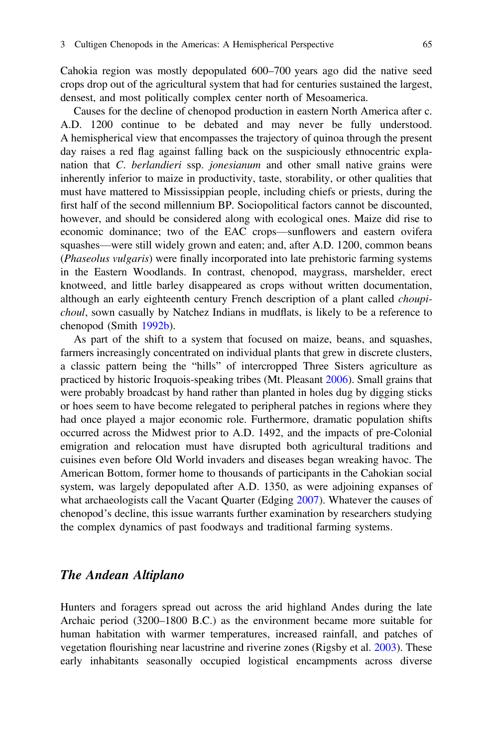Cahokia region was mostly depopulated 600–700 years ago did the native seed crops drop out of the agricultural system that had for centuries sustained the largest, densest, and most politically complex center north of Mesoamerica.

Causes for the decline of chenopod production in eastern North America after c. A.D. 1200 continue to be debated and may never be fully understood. A hemispherical view that encompasses the trajectory of quinoa through the present day raises a red flag against falling back on the suspiciously ethnocentric explanation that *C. berlandieri* ssp. *jonesianum* and other small native grains were inherently inferior to maize in productivity, taste, storability, or other qualities that must have mattered to Mississippian people, including chiefs or priests, during the first half of the second millennium BP. Sociopolitical factors cannot be discounted, however, and should be considered along with ecological ones. Maize did rise to economic dominance; two of the EAC crops—sunflowers and eastern ovifera squashes—were still widely grown and eaten; and, after A.D. 1200, common beans (*Phaseolus vulgaris*) were finally incorporated into late prehistoric farming systems in the Eastern Woodlands. In contrast, chenopod, maygrass, marshelder, erect knotweed, and little barley disappeared as crops without written documentation, although an early eighteenth century French description of a plant called *choupichoul*, sown casually by Natchez Indians in mudflats, is likely to be a reference to chenopod (Smith 1992b).

As part of the shift to a system that focused on maize, beans, and squashes, farmers increasingly concentrated on individual plants that grew in discrete clusters, a classic pattern being the "hills" of intercropped Three Sisters agriculture as practiced by historic Iroquois-speaking tribes (Mt. Pleasant 2006). Small grains that were probably broadcast by hand rather than planted in holes dug by digging sticks or hoes seem to have become relegated to peripheral patches in regions where they had once played a major economic role. Furthermore, dramatic population shifts occurred across the Midwest prior to A.D. 1492, and the impacts of pre-Colonial emigration and relocation must have disrupted both agricultural traditions and cuisines even before Old World invaders and diseases began wreaking havoc. The American Bottom, former home to thousands of participants in the Cahokian social system, was largely depopulated after A.D. 1350, as were adjoining expanses of what archaeologists call the Vacant Quarter (Edging 2007). Whatever the causes of chenopod's decline, this issue warrants further examination by researchers studying the complex dynamics of past foodways and traditional farming systems.

## *The Andean Altiplano*

Hunters and foragers spread out across the arid highland Andes during the late Archaic period (3200–1800 B.C.) as the environment became more suitable for human habitation with warmer temperatures, increased rainfall, and patches of vegetation flourishing near lacustrine and riverine zones (Rigsby et al. 2003). These early inhabitants seasonally occupied logistical encampments across diverse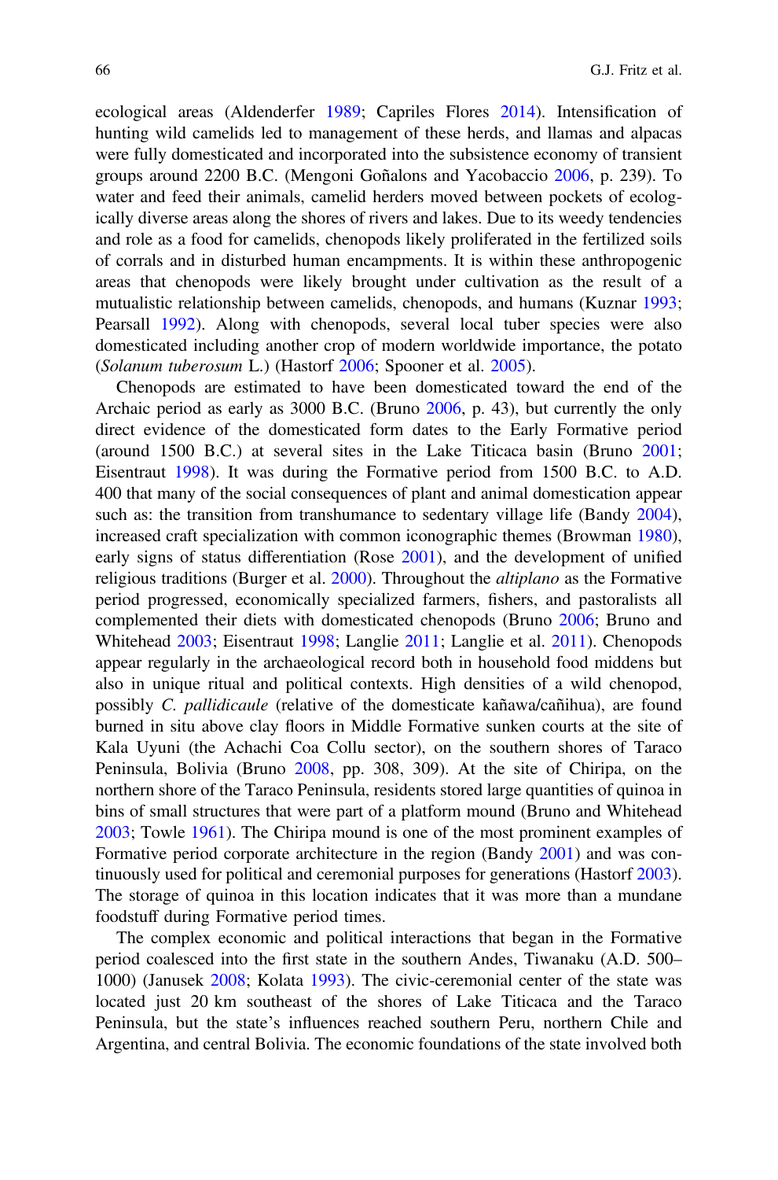ecological areas (Aldenderfer 1989; Capriles Flores 2014). Intensification of hunting wild camelids led to management of these herds, and llamas and alpacas were fully domesticated and incorporated into the subsistence economy of transient groups around 2200 B.C. (Mengoni Goñalons and Yacobaccio 2006, p. 239). To water and feed their animals, camelid herders moved between pockets of ecologically diverse areas along the shores of rivers and lakes. Due to its weedy tendencies and role as a food for camelids, chenopods likely proliferated in the fertilized soils of corrals and in disturbed human encampments. It is within these anthropogenic areas that chenopods were likely brought under cultivation as the result of a mutualistic relationship between camelids, chenopods, and humans (Kuznar 1993; Pearsall 1992). Along with chenopods, several local tuber species were also domesticated including another crop of modern worldwide importance, the potato (*Solanum tuberosum* L.) (Hastorf 2006; Spooner et al. 2005).

Chenopods are estimated to have been domesticated toward the end of the Archaic period as early as 3000 B.C. (Bruno 2006, p. 43), but currently the only direct evidence of the domesticated form dates to the Early Formative period (around 1500 B.C.) at several sites in the Lake Titicaca basin (Bruno 2001; Eisentraut 1998). It was during the Formative period from 1500 B.C. to A.D. 400 that many of the social consequences of plant and animal domestication appear such as: the transition from transhumance to sedentary village life (Bandy 2004), increased craft specialization with common iconographic themes (Browman 1980), early signs of status differentiation (Rose 2001), and the development of unified religious traditions (Burger et al. 2000). Throughout the *altiplano* as the Formative period progressed, economically specialized farmers, fishers, and pastoralists all complemented their diets with domesticated chenopods (Bruno 2006; Bruno and Whitehead 2003; Eisentraut 1998; Langlie 2011; Langlie et al. 2011). Chenopods appear regularly in the archaeological record both in household food middens but also in unique ritual and political contexts. High densities of a wild chenopod, possibly *C. pallidicaule* (relative of the domesticate kañawa/cañihua), are found burned in situ above clay floors in Middle Formative sunken courts at the site of Kala Uyuni (the Achachi Coa Collu sector), on the southern shores of Taraco Peninsula, Bolivia (Bruno 2008, pp. 308, 309). At the site of Chiripa, on the northern shore of the Taraco Peninsula, residents stored large quantities of quinoa in bins of small structures that were part of a platform mound (Bruno and Whitehead 2003; Towle 1961). The Chiripa mound is one of the most prominent examples of Formative period corporate architecture in the region (Bandy 2001) and was continuously used for political and ceremonial purposes for generations (Hastorf 2003). The storage of quinoa in this location indicates that it was more than a mundane foodstuff during Formative period times.

The complex economic and political interactions that began in the Formative period coalesced into the first state in the southern Andes, Tiwanaku (A.D. 500–1000) (Janusek 2008; Kolata 1993). The civic-ceremonial center of the state was located just 20 km southeast of the shores of Lake Titicaca and the Taraco Peninsula, but the state's influences reached southern Peru, northern Chile and Argentina, and central Bolivia. The economic foundations of the state involved both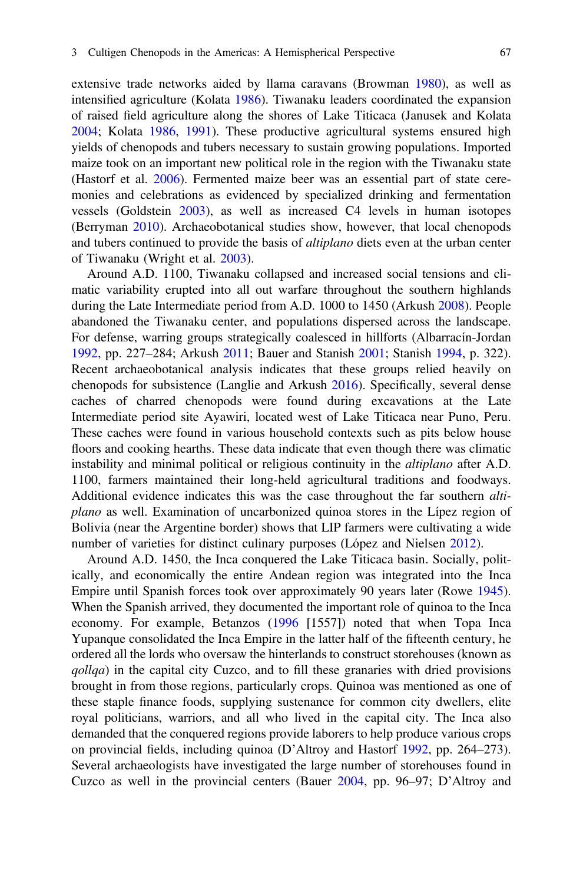extensive trade networks aided by llama caravans (Browman 1980), as well as intensified agriculture (Kolata 1986). Tiwanaku leaders coordinated the expansion of raised field agriculture along the shores of Lake Titicaca (Janusek and Kolata 2004; Kolata 1986, 1991). These productive agricultural systems ensured high yields of chenopods and tubers necessary to sustain growing populations. Imported maize took on an important new political role in the region with the Tiwanaku state (Hastorf et al. 2006). Fermented maize beer was an essential part of state ceremonies and celebrations as evidenced by specialized drinking and fermentation vessels (Goldstein 2003), as well as increased C4 levels in human isotopes (Berryman 2010). Archaeobotanical studies show, however, that local chenopods and tubers continued to provide the basis of *altiplano* diets even at the urban center of Tiwanaku (Wright et al. 2003).

Around A.D. 1100, Tiwanaku collapsed and increased social tensions and climatic variability erupted into all out warfare throughout the southern highlands during the Late Intermediate period from A.D. 1000 to 1450 (Arkush 2008). People abandoned the Tiwanaku center, and populations dispersed across the landscape. For defense, warring groups strategically coalesced in hillforts (Albarracín-Jordan 1992, pp. 227–284; Arkush 2011; Bauer and Stanish 2001; Stanish 1994, p. 322). Recent archaeobotanical analysis indicates that these groups relied heavily on chenopods for subsistence (Langlie and Arkush 2016). Specifically, several dense caches of charred chenopods were found during excavations at the Late Intermediate period site Ayawiri, located west of Lake Titicaca near Puno, Peru. These caches were found in various household contexts such as pits below house floors and cooking hearths. These data indicate that even though there was climatic instability and minimal political or religious continuity in the *altiplano* after A.D. 1100, farmers maintained their long-held agricultural traditions and foodways. Additional evidence indicates this was the case throughout the far southern *altiplano* as well. Examination of uncarbonized quinoa stores in the Lípez region of Bolivia (near the Argentine border) shows that LIP farmers were cultivating a wide number of varieties for distinct culinary purposes (López and Nielsen 2012).

Around A.D. 1450, the Inca conquered the Lake Titicaca basin. Socially, politically, and economically the entire Andean region was integrated into the Inca Empire until Spanish forces took over approximately 90 years later (Rowe 1945). When the Spanish arrived, they documented the important role of quinoa to the Inca economy. For example, Betanzos (1996 [1557]) noted that when Topa Inca Yupanque consolidated the Inca Empire in the latter half of the fifteenth century, he ordered all the lords who oversaw the hinterlands to construct storehouses (known as *qollqa*) in the capital city Cuzco, and to fill these granaries with dried provisions brought in from those regions, particularly crops. Quinoa was mentioned as one of these staple finance foods, supplying sustenance for common city dwellers, elite royal politicians, warriors, and all who lived in the capital city. The Inca also demanded that the conquered regions provide laborers to help produce various crops on provincial fields, including quinoa (D'Altroy and Hastorf 1992, pp. 264–273). Several archaeologists have investigated the large number of storehouses found in Cuzco as well in the provincial centers (Bauer 2004, pp. 96–97; D'Altroy and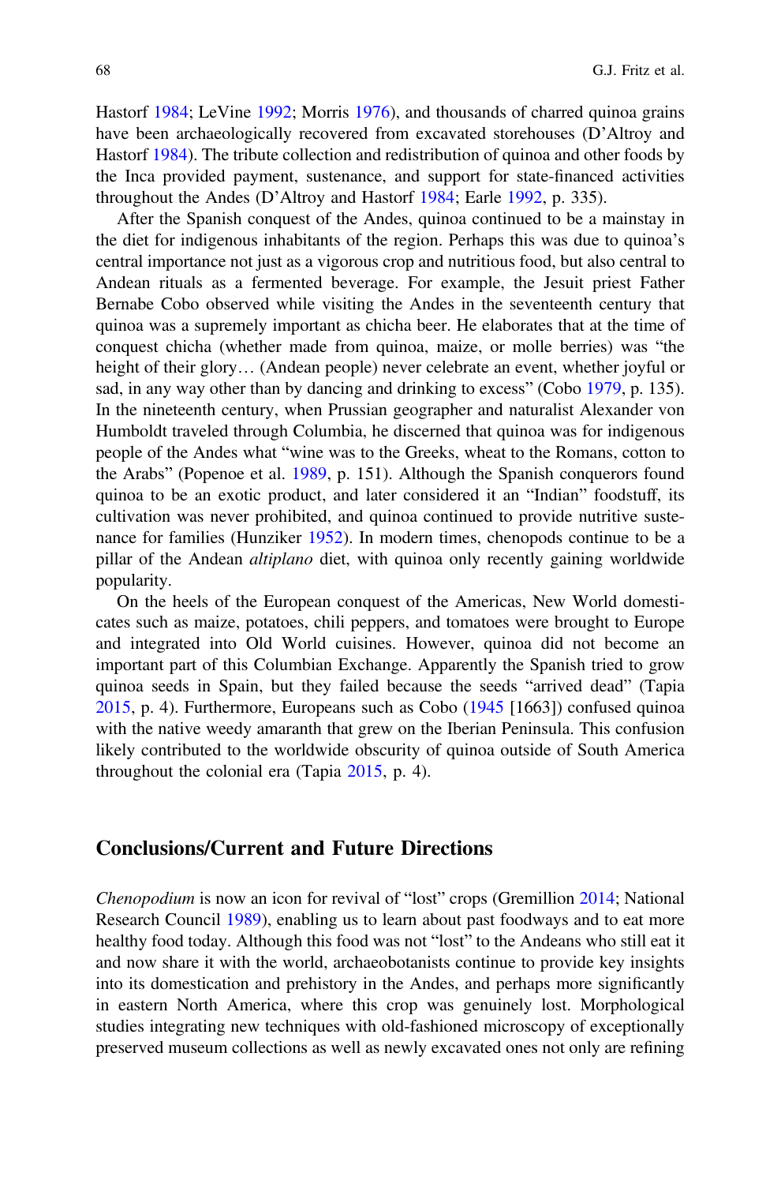Hastorf 1984; LeVine 1992; Morris 1976), and thousands of charred quinoa grains have been archaeologically recovered from excavated storehouses (D'Altroy and Hastorf 1984). The tribute collection and redistribution of quinoa and other foods by the Inca provided payment, sustenance, and support for state-financed activities throughout the Andes (D'Altroy and Hastorf 1984; Earle 1992, p. 335).

After the Spanish conquest of the Andes, quinoa continued to be a mainstay in the diet for indigenous inhabitants of the region. Perhaps this was due to quinoa's central importance not just as a vigorous crop and nutritious food, but also central to Andean rituals as a fermented beverage. For example, the Jesuit priest Father Bernabe Cobo observed while visiting the Andes in the seventeenth century that quinoa was a supremely important as chicha beer. He elaborates that at the time of conquest chicha (whether made from quinoa, maize, or molle berries) was "the height of their glory… (Andean people) never celebrate an event, whether joyful or sad, in any way other than by dancing and drinking to excess" (Cobo 1979, p. 135). In the nineteenth century, when Prussian geographer and naturalist Alexander von Humboldt traveled through Columbia, he discerned that quinoa was for indigenous people of the Andes what "wine was to the Greeks, wheat to the Romans, cotton to the Arabs" (Popenoe et al. 1989, p. 151). Although the Spanish conquerors found quinoa to be an exotic product, and later considered it an "Indian" foodstuff, its cultivation was never prohibited, and quinoa continued to provide nutritive sustenance for families (Hunziker 1952). In modern times, chenopods continue to be a pillar of the Andean *altiplano* diet, with quinoa only recently gaining worldwide popularity.

On the heels of the European conquest of the Americas, New World domesticates such as maize, potatoes, chili peppers, and tomatoes were brought to Europe and integrated into Old World cuisines. However, quinoa did not become an important part of this Columbian Exchange. Apparently the Spanish tried to grow quinoa seeds in Spain, but they failed because the seeds "arrived dead" (Tapia 2015, p. 4). Furthermore, Europeans such as Cobo (1945 [1663]) confused quinoa with the native weedy amaranth that grew on the Iberian Peninsula. This confusion likely contributed to the worldwide obscurity of quinoa outside of South America throughout the colonial era (Tapia 2015, p. 4).

## Conclusions/Current and Future Directions

*Chenopodium* is now an icon for revival of "lost" crops (Gremillion 2014; National Research Council 1989), enabling us to learn about past foodways and to eat more healthy food today. Although this food was not "lost" to the Andeans who still eat it and now share it with the world, archaeobotanists continue to provide key insights into its domestication and prehistory in the Andes, and perhaps more significantly in eastern North America, where this crop was genuinely lost. Morphological studies integrating new techniques with old-fashioned microscopy of exceptionally preserved museum collections as well as newly excavated ones not only are refining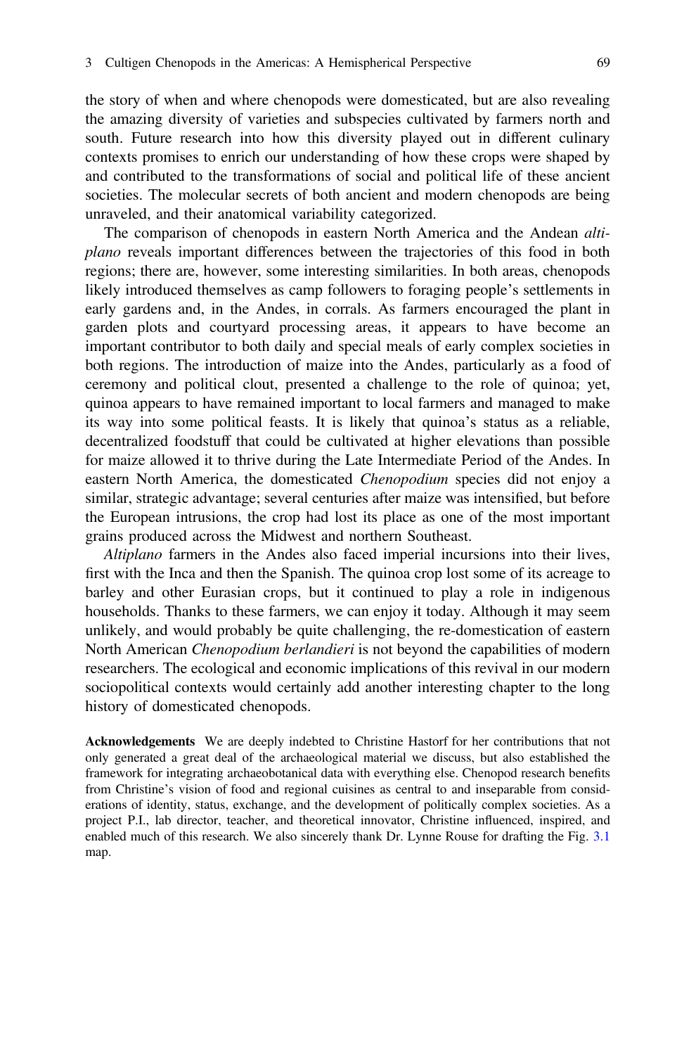the story of when and where chenopods were domesticated, but are also revealing the amazing diversity of varieties and subspecies cultivated by farmers north and south. Future research into how this diversity played out in different culinary contexts promises to enrich our understanding of how these crops were shaped by and contributed to the transformations of social and political life of these ancient societies. The molecular secrets of both ancient and modern chenopods are being unraveled, and their anatomical variability categorized.

The comparison of chenopods in eastern North America and the Andean *altiplano* reveals important differences between the trajectories of this food in both regions; there are, however, some interesting similarities. In both areas, chenopods likely introduced themselves as camp followers to foraging people's settlements in early gardens and, in the Andes, in corrals. As farmers encouraged the plant in garden plots and courtyard processing areas, it appears to have become an important contributor to both daily and special meals of early complex societies in both regions. The introduction of maize into the Andes, particularly as a food of ceremony and political clout, presented a challenge to the role of quinoa; yet, quinoa appears to have remained important to local farmers and managed to make its way into some political feasts. It is likely that quinoa's status as a reliable, decentralized foodstuff that could be cultivated at higher elevations than possible for maize allowed it to thrive during the Late Intermediate Period of the Andes. In eastern North America, the domesticated *Chenopodium* species did not enjoy a similar, strategic advantage; several centuries after maize was intensified, but before the European intrusions, the crop had lost its place as one of the most important grains produced across the Midwest and northern Southeast.

*Altiplano* farmers in the Andes also faced imperial incursions into their lives, first with the Inca and then the Spanish. The quinoa crop lost some of its acreage to barley and other Eurasian crops, but it continued to play a role in indigenous households. Thanks to these farmers, we can enjoy it today. Although it may seem unlikely, and would probably be quite challenging, the re-domestication of eastern North American *Chenopodium berlandieri* is not beyond the capabilities of modern researchers. The ecological and economic implications of this revival in our modern sociopolitical contexts would certainly add another interesting chapter to the long history of domesticated chenopods.

**Acknowledgements** We are deeply indebted to Christine Hastorf for her contributions that not only generated a great deal of the archaeological material we discuss, but also established the framework for integrating archaeobotanical data with everything else. Chenopod research benefits from Christine's vision of food and regional cuisines as central to and inseparable from considerations of identity, status, exchange, and the development of politically complex societies. As a project P.I., lab director, teacher, and theoretical innovator, Christine influenced, inspired, and enabled much of this research. We also sincerely thank Dr. Lynne Rouse for drafting the Fig. 3.1 map.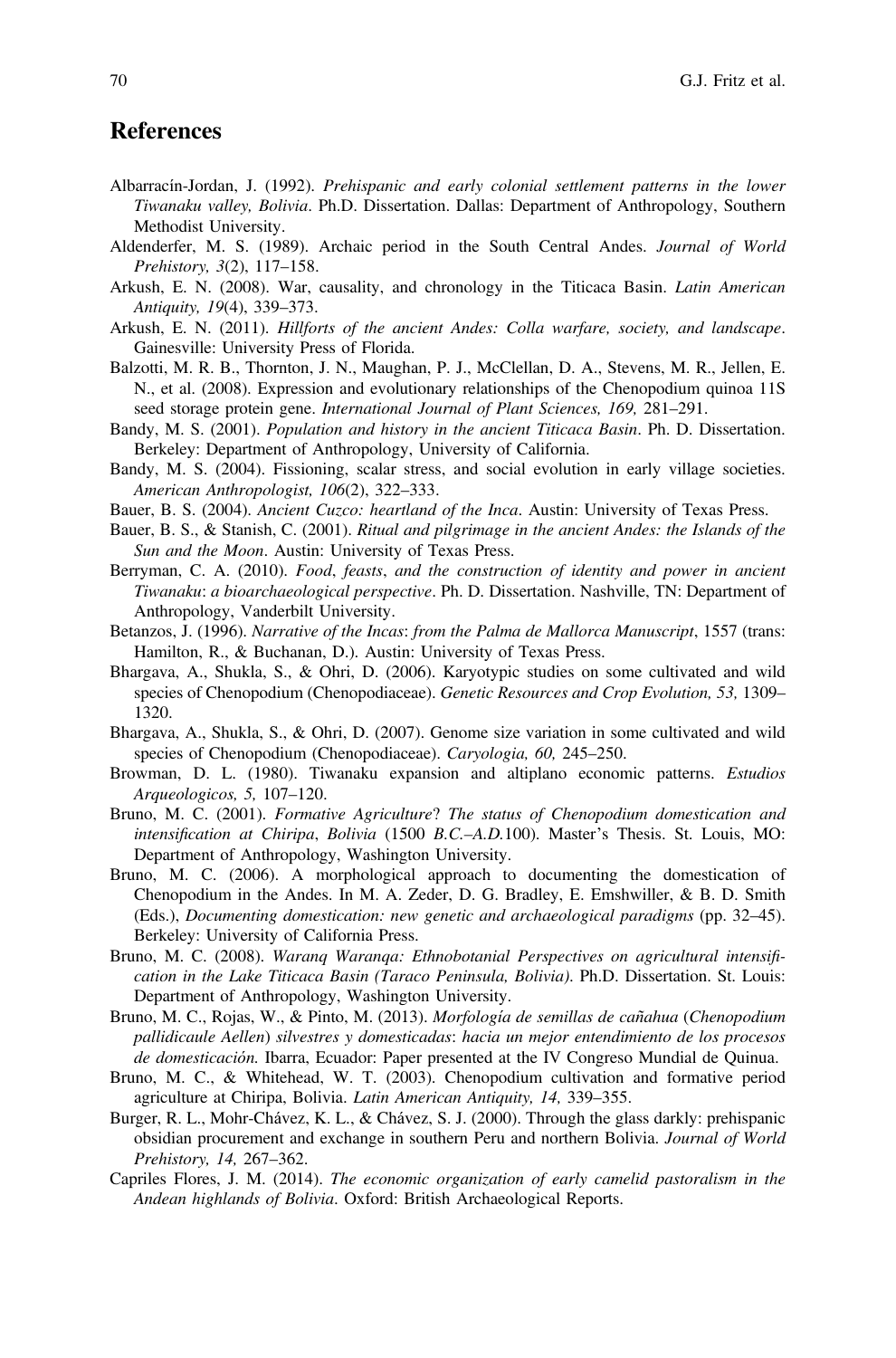## References

Albarracín-Jordan, J. (1992). *Prehispanic and early colonial settlement patterns in the lower Tiwanaku valley, Bolivia*. Ph.D. Dissertation. Dallas: Department of Anthropology, Southern Methodist University.

Aldenderfer, M. S. (1989). Archaic period in the South Central Andes. *Journal of World Prehistory, 3*(2), 117–158.

Arkush, E. N. (2008). War, causality, and chronology in the Titicaca Basin. *Latin American Antiquity, 19*(4), 339–373.

Arkush, E. N. (2011). *Hillforts of the ancient Andes: Colla warfare, society, and landscape*. Gainesville: University Press of Florida.

Balzotti, M. R. B., Thornton, J. N., Maughan, P. J., McClellan, D. A., Stevens, M. R., Jellen, E. N., et al. (2008). Expression and evolutionary relationships of the Chenopodium quinoa 11S seed storage protein gene. *International Journal of Plant Sciences, 169,* 281–291.

Bandy, M. S. (2001). *Population and history in the ancient Titicaca Basin*. Ph. D. Dissertation. Berkeley: Department of Anthropology, University of California.

Bandy, M. S. (2004). Fissioning, scalar stress, and social evolution in early village societies. *American Anthropologist, 106*(2), 322–333.

Bauer, B. S. (2004). *Ancient Cuzco: heartland of the Inca*. Austin: University of Texas Press.

Bauer, B. S., & Stanish, C. (2001). *Ritual and pilgrimage in the ancient Andes: the Islands of the Sun and the Moon*. Austin: University of Texas Press.

Berryman, C. A. (2010). *Food, feasts, and the construction of identity and power in ancient Tiwanaku: a bioarchaeological perspective*. Ph. D. Dissertation. Nashville, TN: Department of Anthropology, Vanderbilt University.

Betanzos, J. (1996). *Narrative of the Incas: from the Palma de Mallorca Manuscript*, 1557 (trans: Hamilton, R., & Buchanan, D.). Austin: University of Texas Press.

Bhargava, A., Shukla, S., & Ohri, D. (2006). Karyotypic studies on some cultivated and wild species of Chenopodium (Chenopodiaceae). *Genetic Resources and Crop Evolution, 53,* 1309–1320.

Bhargava, A., Shukla, S., & Ohri, D. (2007). Genome size variation in some cultivated and wild species of Chenopodium (Chenopodiaceae). *Caryologia, 60,* 245–250.

Browman, D. L. (1980). Tiwanaku expansion and altiplano economic patterns. *Estudios Arqueologicos, 5,* 107–120.

Bruno, M. C. (2001). *Formative Agriculture? The status of Chenopodium domestication and intensification at Chiripa, Bolivia* (1500 *B.C.–A.D.*100). Master's Thesis. St. Louis, MO: Department of Anthropology, Washington University.

Bruno, M. C. (2006). A morphological approach to documenting the domestication of Chenopodium in the Andes. In M. A. Zeder, D. G. Bradley, E. Emshwiller, & B. D. Smith (Eds.), *Documenting domestication: new genetic and archaeological paradigms* (pp. 32–45). Berkeley: University of California Press.

Bruno, M. C. (2008). *Waranq Waranqa: Ethnobotanial Perspectives on agricultural intensification in the Lake Titicaca Basin (Taraco Peninsula, Bolivia)*. Ph.D. Dissertation. St. Louis: Department of Anthropology, Washington University.

Bruno, M. C., Rojas, W., & Pinto, M. (2013). *Morfología de semillas de cañahua (Chenopodium pallidicaule Aellen) silvestres y domesticadas: hacia un mejor entendimiento de los procesos de domesticación.* Ibarra, Ecuador: Paper presented at the IV Congreso Mundial de Quinua.

Bruno, M. C., & Whitehead, W. T. (2003). Chenopodium cultivation and formative period agriculture at Chiripa, Bolivia. *Latin American Antiquity, 14,* 339–355.

Burger, R. L., Mohr-Chávez, K. L., & Chávez, S. J. (2000). Through the glass darkly: prehispanic obsidian procurement and exchange in southern Peru and northern Bolivia. *Journal of World Prehistory, 14,* 267–362.

Capriles Flores, J. M. (2014). *The economic organization of early camelid pastoralism in the Andean highlands of Bolivia*. Oxford: British Archaeological Reports.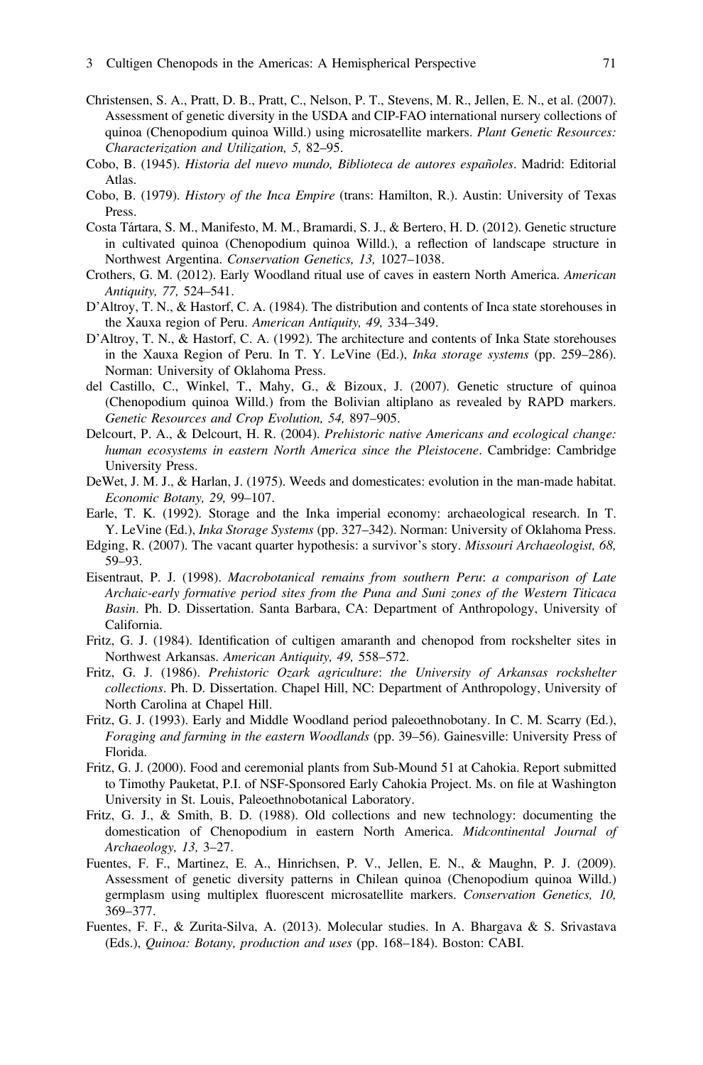Christensen, S. A., Pratt, D. B., Pratt, C., Nelson, P. T., Stevens, M. R., Jellen, E. N., et al. (2007). Assessment of genetic diversity in the USDA and CIP-FAO international nursery collections of quinoa (Chenopodium quinoa Willd.) using microsatellite markers. *Plant Genetic Resources: Characterization and Utilization, 5,* 82–95.

Cobo, B. (1945). *Historia del nuevo mundo, Biblioteca de autores españoles*. Madrid: Editorial Atlas.

Cobo, B. (1979). *History of the Inca Empire* (trans: Hamilton, R.). Austin: University of Texas Press.

Costa Tártara, S. M., Manifesto, M. M., Bramardi, S. J., & Bertero, H. D. (2012). Genetic structure in cultivated quinoa (Chenopodium quinoa Willd.), a reflection of landscape structure in Northwest Argentina. *Conservation Genetics, 13,* 1027–1038.

Crothers, G. M. (2012). Early Woodland ritual use of caves in eastern North America. *American Antiquity, 77,* 524–541.

D'Altroy, T. N., & Hastorf, C. A. (1984). The distribution and contents of Inca state storehouses in the Xauxa region of Peru. *American Antiquity, 49,* 334–349.

D'Altroy, T. N., & Hastorf, C. A. (1992). The architecture and contents of Inka State storehouses in the Xauxa Region of Peru. In T. Y. LeVine (Ed.), *Inka storage systems* (pp. 259–286). Norman: University of Oklahoma Press.

del Castillo, C., Winkel, T., Mahy, G., & Bizoux, J. (2007). Genetic structure of quinoa (Chenopodium quinoa Willd.) from the Bolivian altiplano as revealed by RAPD markers. *Genetic Resources and Crop Evolution, 54,* 897–905.

Delcourt, P. A., & Delcourt, H. R. (2004). *Prehistoric native Americans and ecological change: human ecosystems in eastern North America since the Pleistocene*. Cambridge: Cambridge University Press.

DeWet, J. M. J., & Harlan, J. (1975). Weeds and domesticates: evolution in the man-made habitat. *Economic Botany, 29,* 99–107.

Earle, T. K. (1992). Storage and the Inka imperial economy: archaeological research. In T. Y. LeVine (Ed.), *Inka Storage Systems* (pp. 327–342). Norman: University of Oklahoma Press.

Edging, R. (2007). The vacant quarter hypothesis: a survivor's story. *Missouri Archaeologist, 68,* 59–93.

Eisentraut, P. J. (1998). *Macrobotanical remains from southern Peru*: *a comparison of Late Archaic-early formative period sites from the Puna and Suni zones of the Western Titicaca Basin*. Ph. D. Dissertation. Santa Barbara, CA: Department of Anthropology, University of California.

Fritz, G. J. (1984). Identification of cultigen amaranth and chenopod from rockshelter sites in Northwest Arkansas. *American Antiquity, 49,* 558–572.

Fritz, G. J. (1986). *Prehistoric Ozark agriculture*: *the University of Arkansas rockshelter collections*. Ph. D. Dissertation. Chapel Hill, NC: Department of Anthropology, University of North Carolina at Chapel Hill.

Fritz, G. J. (1993). Early and Middle Woodland period paleoethnobotany. In C. M. Scarry (Ed.), *Foraging and farming in the eastern Woodlands* (pp. 39–56). Gainesville: University Press of Florida.

Fritz, G. J. (2000). Food and ceremonial plants from Sub-Mound 51 at Cahokia. Report submitted to Timothy Pauketat, P.I. of NSF-Sponsored Early Cahokia Project. Ms. on file at Washington University in St. Louis, Paleoethnobotanical Laboratory.

Fritz, G. J., & Smith, B. D. (1988). Old collections and new technology: documenting the domestication of Chenopodium in eastern North America. *Midcontinental Journal of Archaeology, 13,* 3–27.

Fuentes, F. F., Martinez, E. A., Hinrichsen, P. V., Jellen, E. N., & Maughn, P. J. (2009). Assessment of genetic diversity patterns in Chilean quinoa (Chenopodium quinoa Willd.) germplasm using multiplex fluorescent microsatellite markers. *Conservation Genetics, 10,* 369–377.

Fuentes, F. F., & Zurita-Silva, A. (2013). Molecular studies. In A. Bhargava & S. Srivastava (Eds.), *Quinoa: Botany, production and uses* (pp. 168–184). Boston: CABI.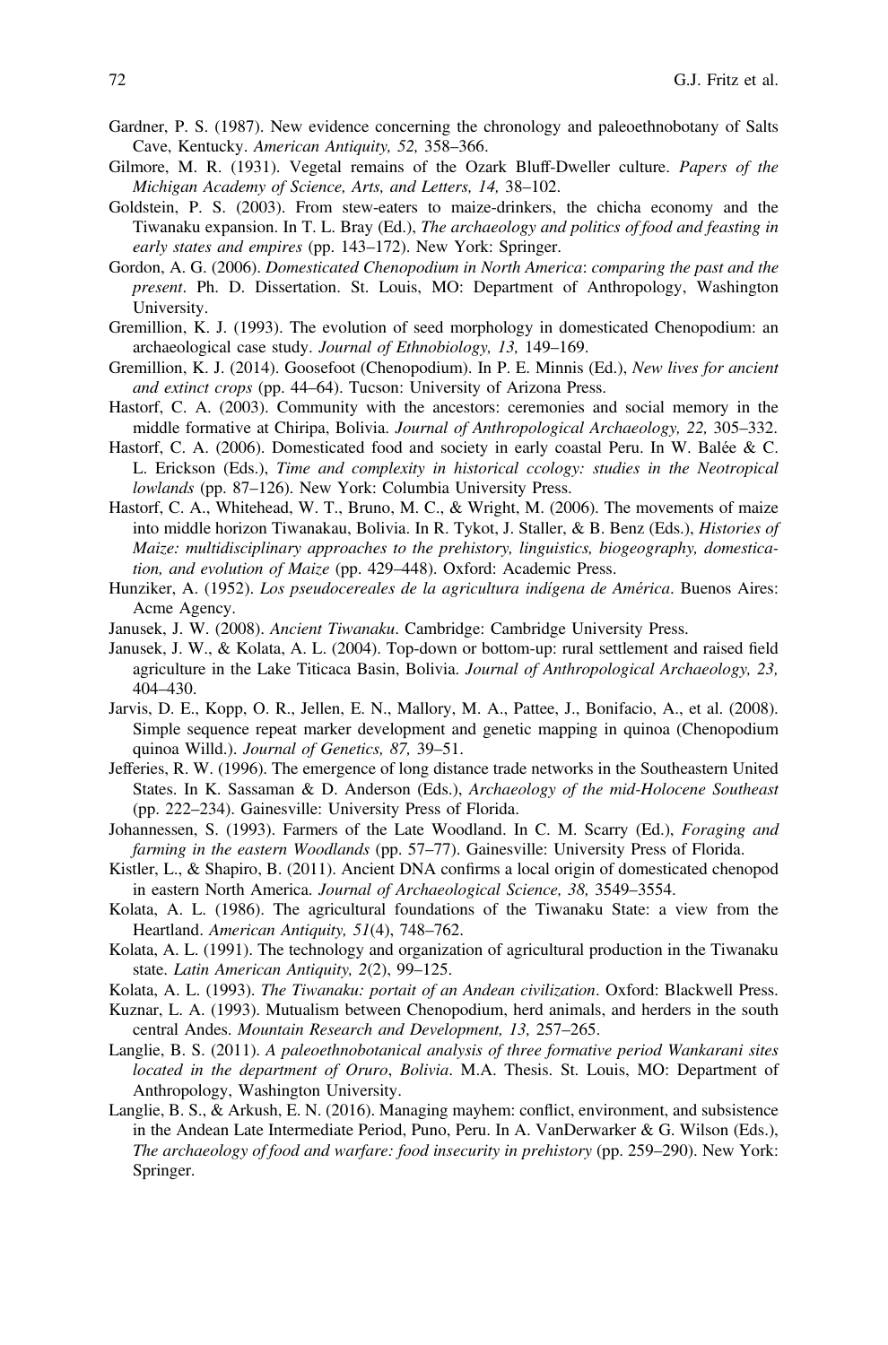Gardner, P. S. (1987). New evidence concerning the chronology and paleoethnobotany of Salts Cave, Kentucky. *American Antiquity, 52,* 358–366.

Gilmore, M. R. (1931). Vegetal remains of the Ozark Bluff-Dweller culture. *Papers of the Michigan Academy of Science, Arts, and Letters, 14,* 38–102.

Goldstein, P. S. (2003). From stew-eaters to maize-drinkers, the chicha economy and the Tiwanaku expansion. In T. L. Bray (Ed.), *The archaeology and politics of food and feasting in early states and empires* (pp. 143–172). New York: Springer.

Gordon, A. G. (2006). *Domesticated Chenopodium in North America*: *comparing the past and the present*. Ph. D. Dissertation. St. Louis, MO: Department of Anthropology, Washington University.

Gremillion, K. J. (1993). The evolution of seed morphology in domesticated Chenopodium: an archaeological case study. *Journal of Ethnobiology, 13,* 149–169.

Gremillion, K. J. (2014). Goosefoot (Chenopodium). In P. E. Minnis (Ed.), *New lives for ancient and extinct crops* (pp. 44–64). Tucson: University of Arizona Press.

Hastorf, C. A. (2003). Community with the ancestors: ceremonies and social memory in the middle formative at Chiripa, Bolivia. *Journal of Anthropological Archaeology, 22,* 305–332.

Hastorf, C. A. (2006). Domesticated food and society in early coastal Peru. In W. Balée & C. L. Erickson (Eds.), *Time and complexity in historical ccology: studies in the Neotropical lowlands* (pp. 87–126). New York: Columbia University Press.

Hastorf, C. A., Whitehead, W. T., Bruno, M. C., & Wright, M. (2006). The movements of maize into middle horizon Tiwanakau, Bolivia. In R. Tykot, J. Staller, & B. Benz (Eds.), *Histories of Maize: multidisciplinary approaches to the prehistory, linguistics, biogeography, domestication, and evolution of Maize* (pp. 429–448). Oxford: Academic Press.

Hunziker, A. (1952). *Los pseudocereales de la agricultura indígena de América*. Buenos Aires: Acme Agency.

Janusek, J. W. (2008). *Ancient Tiwanaku*. Cambridge: Cambridge University Press.

Janusek, J. W., & Kolata, A. L. (2004). Top-down or bottom-up: rural settlement and raised field agriculture in the Lake Titicaca Basin, Bolivia. *Journal of Anthropological Archaeology, 23,* 404–430.

Jarvis, D. E., Kopp, O. R., Jellen, E. N., Mallory, M. A., Pattee, J., Bonifacio, A., et al. (2008). Simple sequence repeat marker development and genetic mapping in quinoa (Chenopodium quinoa Willd.). *Journal of Genetics, 87,* 39–51.

Jefferies, R. W. (1996). The emergence of long distance trade networks in the Southeastern United States. In K. Sassaman & D. Anderson (Eds.), *Archaeology of the mid-Holocene Southeast* (pp. 222–234). Gainesville: University Press of Florida.

Johannessen, S. (1993). Farmers of the Late Woodland. In C. M. Scarry (Ed.), *Foraging and farming in the eastern Woodlands* (pp. 57–77). Gainesville: University Press of Florida.

Kistler, L., & Shapiro, B. (2011). Ancient DNA confirms a local origin of domesticated chenopod in eastern North America. *Journal of Archaeological Science, 38,* 3549–3554.

Kolata, A. L. (1986). The agricultural foundations of the Tiwanaku State: a view from the Heartland. *American Antiquity, 51*(4), 748–762.

Kolata, A. L. (1991). The technology and organization of agricultural production in the Tiwanaku state. *Latin American Antiquity, 2*(2), 99–125.

Kolata, A. L. (1993). *The Tiwanaku: portait of an Andean civilization*. Oxford: Blackwell Press.

Kuznar, L. A. (1993). Mutualism between Chenopodium, herd animals, and herders in the south central Andes. *Mountain Research and Development, 13,* 257–265.

Langlie, B. S. (2011). *A paleoethnobotanical analysis of three formative period Wankarani sites located in the department of Oruro*, *Bolivia*. M.A. Thesis. St. Louis, MO: Department of Anthropology, Washington University.

Langlie, B. S., & Arkush, E. N. (2016). Managing mayhem: conflict, environment, and subsistence in the Andean Late Intermediate Period, Puno, Peru. In A. VanDerwarker & G. Wilson (Eds.), *The archaeology of food and warfare: food insecurity in prehistory* (pp. 259–290). New York: Springer.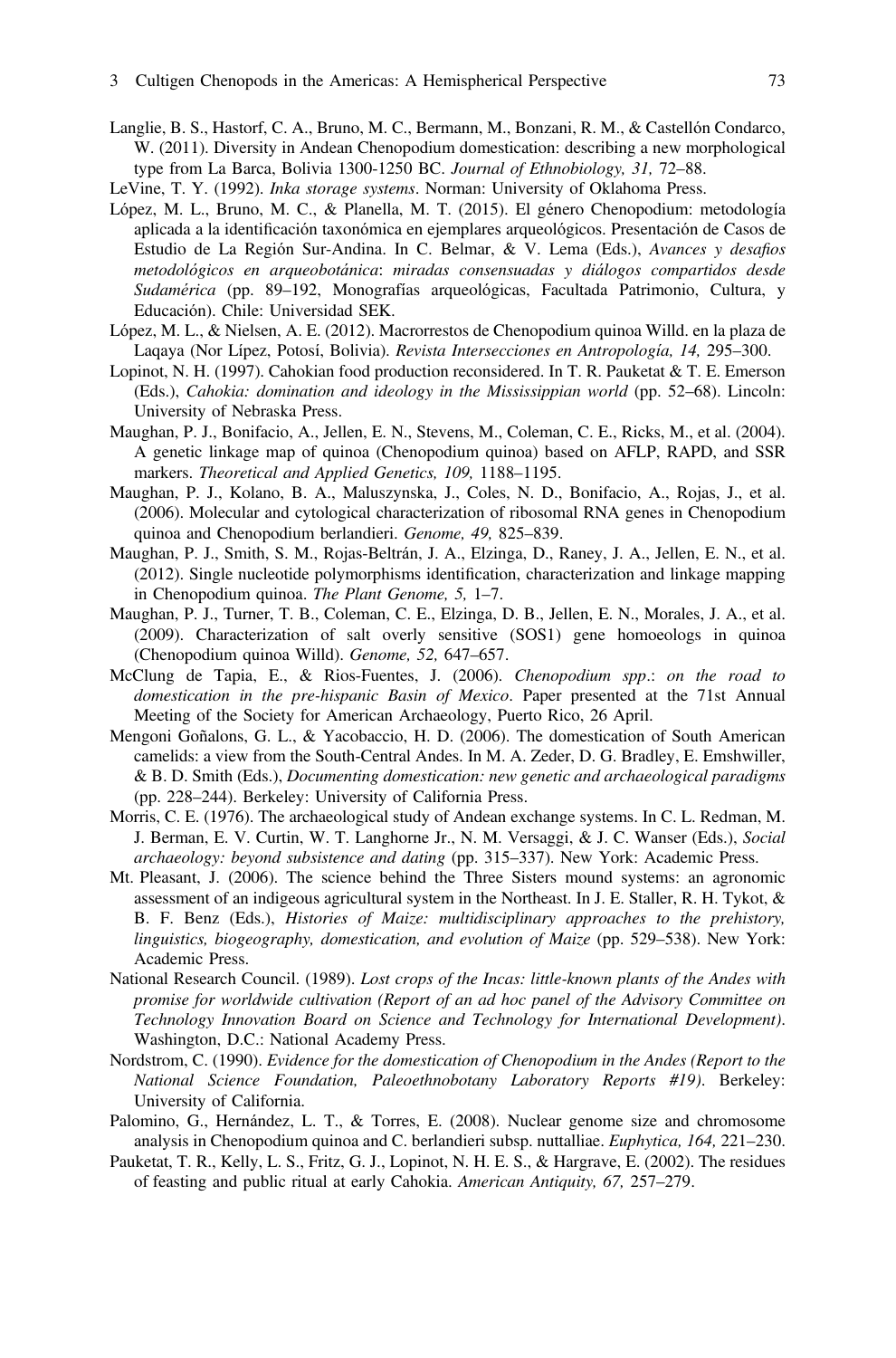Langlie, B. S., Hastorf, C. A., Bruno, M. C., Bermann, M., Bonzani, R. M., & Castellón Condarco, W. (2011). Diversity in Andean Chenopodium domestication: describing a new morphological type from La Barca, Bolivia 1300-1250 BC. *Journal of Ethnobiology, 31,* 72–88.

LeVine, T. Y. (1992). *Inka storage systems*. Norman: University of Oklahoma Press.

López, M. L., Bruno, M. C., & Planella, M. T. (2015). El género Chenopodium: metodología aplicada a la identificación taxonómica en ejemplares arqueológicos. Presentación de Casos de Estudio de La Región Sur-Andina. In C. Belmar, & V. Lema (Eds.), *Avances y desafios metodológicos en arqueobotánica*: *miradas consensuadas y diálogos compartidos desde Sudamérica* (pp. 89–192, Monografías arqueológicas, Facultada Patrimonio, Cultura, y Educación). Chile: Universidad SEK.

López, M. L., & Nielsen, A. E. (2012). Macrorrestos de Chenopodium quinoa Willd. en la plaza de Laqaya (Nor Lípez, Potosí, Bolivia). *Revista Intersecciones en Antropología, 14,* 295–300.

Lopinot, N. H. (1997). Cahokian food production reconsidered. In T. R. Pauketat & T. E. Emerson (Eds.), *Cahokia: domination and ideology in the Mississippian world* (pp. 52–68). Lincoln: University of Nebraska Press.

Maughan, P. J., Bonifacio, A., Jellen, E. N., Stevens, M., Coleman, C. E., Ricks, M., et al. (2004). A genetic linkage map of quinoa (Chenopodium quinoa) based on AFLP, RAPD, and SSR markers. *Theoretical and Applied Genetics, 109,* 1188–1195.

Maughan, P. J., Kolano, B. A., Maluszynska, J., Coles, N. D., Bonifacio, A., Rojas, J., et al. (2006). Molecular and cytological characterization of ribosomal RNA genes in Chenopodium quinoa and Chenopodium berlandieri. *Genome, 49,* 825–839.

Maughan, P. J., Smith, S. M., Rojas-Beltrán, J. A., Elzinga, D., Raney, J. A., Jellen, E. N., et al. (2012). Single nucleotide polymorphisms identification, characterization and linkage mapping in Chenopodium quinoa. *The Plant Genome, 5,* 1–7.

Maughan, P. J., Turner, T. B., Coleman, C. E., Elzinga, D. B., Jellen, E. N., Morales, J. A., et al. (2009). Characterization of salt overly sensitive (SOS1) gene homoeologs in quinoa (Chenopodium quinoa Willd). *Genome, 52,* 647–657.

McClung de Tapia, E., & Rios-Fuentes, J. (2006). *Chenopodium spp.*: *on the road to domestication in the pre-hispanic Basin of Mexico*. Paper presented at the 71st Annual Meeting of the Society for American Archaeology, Puerto Rico, 26 April.

Mengoni Goñalons, G. L., & Yacobaccio, H. D. (2006). The domestication of South American camelids: a view from the South-Central Andes. In M. A. Zeder, D. G. Bradley, E. Emshwiller, & B. D. Smith (Eds.), *Documenting domestication: new genetic and archaeological paradigms* (pp. 228–244). Berkeley: University of California Press.

Morris, C. E. (1976). The archaeological study of Andean exchange systems. In C. L. Redman, M. J. Berman, E. V. Curtin, W. T. Langhorne Jr., N. M. Versaggi, & J. C. Wanser (Eds.), *Social archaeology: beyond subsistence and dating* (pp. 315–337). New York: Academic Press.

Mt. Pleasant, J. (2006). The science behind the Three Sisters mound systems: an agronomic assessment of an indigeous agricultural system in the Northeast. In J. E. Staller, R. H. Tykot, & B. F. Benz (Eds.), *Histories of Maize: multidisciplinary approaches to the prehistory, linguistics, biogeography, domestication, and evolution of Maize* (pp. 529–538). New York: Academic Press.

National Research Council. (1989). *Lost crops of the Incas: little-known plants of the Andes with promise for worldwide cultivation (Report of an ad hoc panel of the Advisory Committee on Technology Innovation Board on Science and Technology for International Development)*. Washington, D.C.: National Academy Press.

Nordstrom, C. (1990). *Evidence for the domestication of Chenopodium in the Andes (Report to the National Science Foundation, Paleoethnobotany Laboratory Reports #19)*. Berkeley: University of California.

Palomino, G., Hernández, L. T., & Torres, E. (2008). Nuclear genome size and chromosome analysis in Chenopodium quinoa and C. berlandieri subsp. nuttalliae. *Euphytica, 164,* 221–230.

Pauketat, T. R., Kelly, L. S., Fritz, G. J., Lopinot, N. H. E. S., & Hargrave, E. (2002). The residues of feasting and public ritual at early Cahokia. *American Antiquity, 67,* 257–279.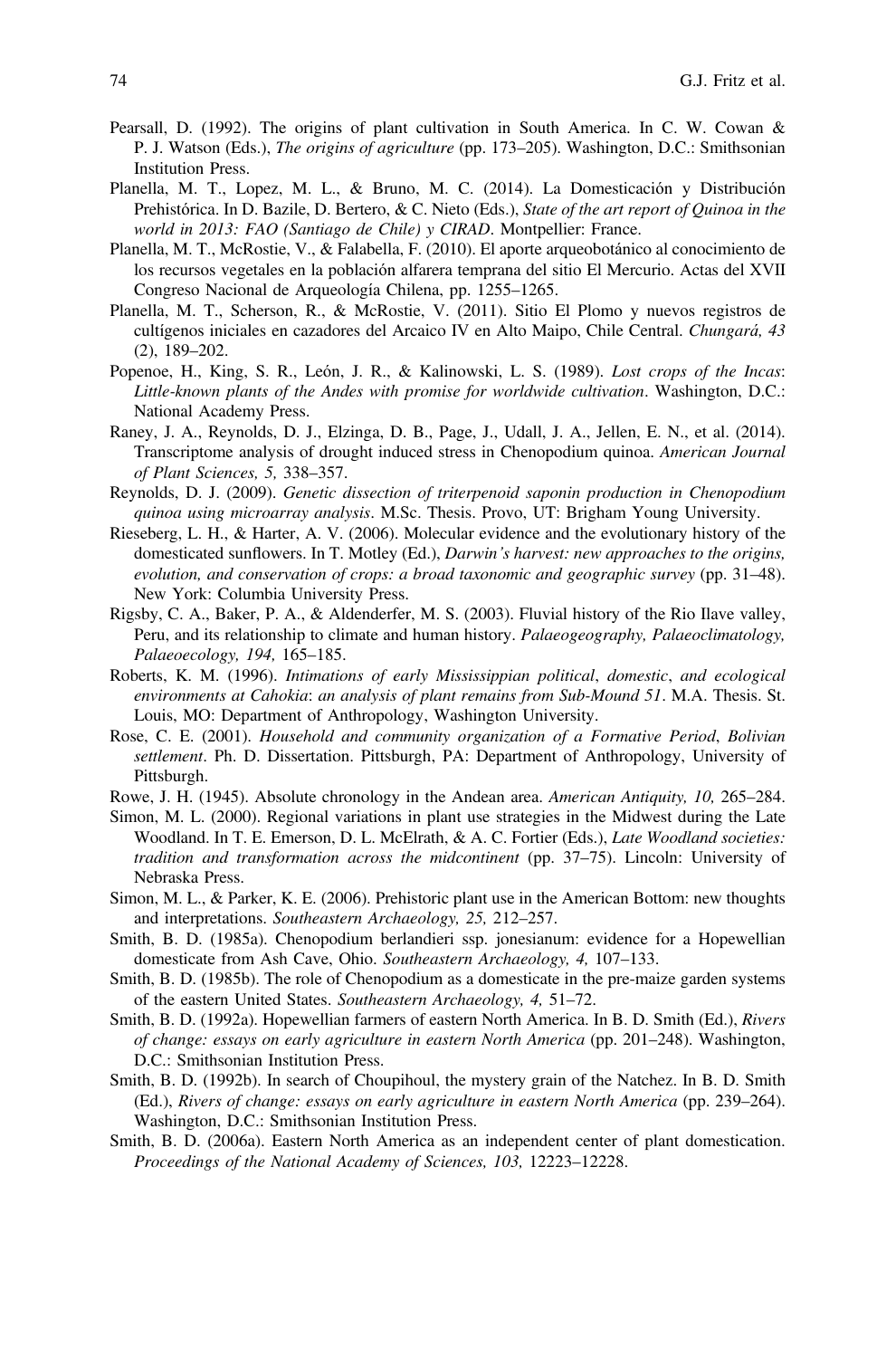Pearsall, D. (1992). The origins of plant cultivation in South America. In C. W. Cowan & P. J. Watson (Eds.), *The origins of agriculture* (pp. 173–205). Washington, D.C.: Smithsonian Institution Press.

Planella, M. T., Lopez, M. L., & Bruno, M. C. (2014). La Domesticación y Distribución Prehistórica. In D. Bazile, D. Bertero, & C. Nieto (Eds.), *State of the art report of Quinoa in the world in 2013: FAO (Santiago de Chile) y CIRAD*. Montpellier: France.

Planella, M. T., McRostie, V., & Falabella, F. (2010). El aporte arqueobotánico al conocimiento de los recursos vegetales en la población alfarera temprana del sitio El Mercurio. Actas del XVII Congreso Nacional de Arqueología Chilena, pp. 1255–1265.

Planella, M. T., Scherson, R., & McRostie, V. (2011). Sitio El Plomo y nuevos registros de cultígenos iniciales en cazadores del Arcaico IV en Alto Maipo, Chile Central. *Chungará, 43* (2), 189–202.

Popenoe, H., King, S. R., León, J. R., & Kalinowski, L. S. (1989). *Lost crops of the Incas: Little-known plants of the Andes with promise for worldwide cultivation*. Washington, D.C.: National Academy Press.

Raney, J. A., Reynolds, D. J., Elzinga, D. B., Page, J., Udall, J. A., Jellen, E. N., et al. (2014). Transcriptome analysis of drought induced stress in Chenopodium quinoa. *American Journal of Plant Sciences, 5,* 338–357.

Reynolds, D. J. (2009). *Genetic dissection of triterpenoid saponin production in Chenopodium quinoa using microarray analysis*. M.Sc. Thesis. Provo, UT: Brigham Young University.

Rieseberg, L. H., & Harter, A. V. (2006). Molecular evidence and the evolutionary history of the domesticated sunflowers. In T. Motley (Ed.), *Darwin's harvest: new approaches to the origins, evolution, and conservation of crops: a broad taxonomic and geographic survey* (pp. 31–48). New York: Columbia University Press.

Rigsby, C. A., Baker, P. A., & Aldenderfer, M. S. (2003). Fluvial history of the Rio Ilave valley, Peru, and its relationship to climate and human history. *Palaeogeography, Palaeoclimatology, Palaeoecology, 194,* 165–185.

Roberts, K. M. (1996). *Intimations of early Mississippian political, domestic, and ecological environments at Cahokia: an analysis of plant remains from Sub-Mound 51*. M.A. Thesis. St. Louis, MO: Department of Anthropology, Washington University.

Rose, C. E. (2001). *Household and community organization of a Formative Period, Bolivian settlement*. Ph. D. Dissertation. Pittsburgh, PA: Department of Anthropology, University of Pittsburgh.

Rowe, J. H. (1945). Absolute chronology in the Andean area. *American Antiquity, 10,* 265–284.

Simon, M. L. (2000). Regional variations in plant use strategies in the Midwest during the Late Woodland. In T. E. Emerson, D. L. McElrath, & A. C. Fortier (Eds.), *Late Woodland societies: tradition and transformation across the midcontinent* (pp. 37–75). Lincoln: University of Nebraska Press.

Simon, M. L., & Parker, K. E. (2006). Prehistoric plant use in the American Bottom: new thoughts and interpretations. *Southeastern Archaeology, 25,* 212–257.

Smith, B. D. (1985a). Chenopodium berlandieri ssp. jonesianum: evidence for a Hopewellian domesticate from Ash Cave, Ohio. *Southeastern Archaeology, 4,* 107–133.

Smith, B. D. (1985b). The role of Chenopodium as a domesticate in the pre-maize garden systems of the eastern United States. *Southeastern Archaeology, 4,* 51–72.

Smith, B. D. (1992a). Hopewellian farmers of eastern North America. In B. D. Smith (Ed.), *Rivers of change: essays on early agriculture in eastern North America* (pp. 201–248). Washington, D.C.: Smithsonian Institution Press.

Smith, B. D. (1992b). In search of Choupihoul, the mystery grain of the Natchez. In B. D. Smith (Ed.), *Rivers of change: essays on early agriculture in eastern North America* (pp. 239–264). Washington, D.C.: Smithsonian Institution Press.

Smith, B. D. (2006a). Eastern North America as an independent center of plant domestication. *Proceedings of the National Academy of Sciences, 103,* 12223–12228.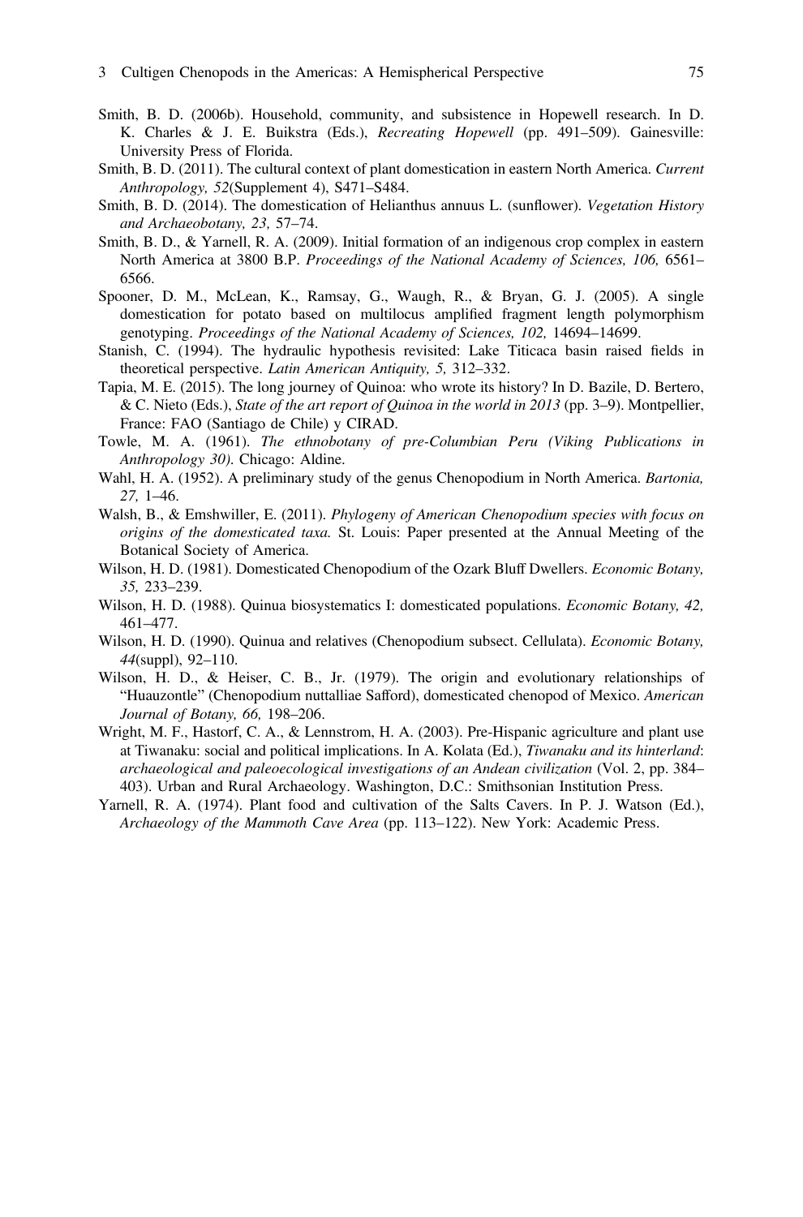Smith, B. D. (2006b). Household, community, and subsistence in Hopewell research. In D. K. Charles & J. E. Buikstra (Eds.), *Recreating Hopewell* (pp. 491–509). Gainesville: University Press of Florida.

Smith, B. D. (2011). The cultural context of plant domestication in eastern North America. *Current Anthropology, 52*(Supplement 4), S471–S484.

Smith, B. D. (2014). The domestication of Helianthus annuus L. (sunflower). *Vegetation History and Archaeobotany, 23,* 57–74.

Smith, B. D., & Yarnell, R. A. (2009). Initial formation of an indigenous crop complex in eastern North America at 3800 B.P. *Proceedings of the National Academy of Sciences, 106,* 6561–6566.

Spooner, D. M., McLean, K., Ramsay, G., Waugh, R., & Bryan, G. J. (2005). A single domestication for potato based on multilocus amplified fragment length polymorphism genotyping. *Proceedings of the National Academy of Sciences, 102,* 14694–14699.

Stanish, C. (1994). The hydraulic hypothesis revisited: Lake Titicaca basin raised fields in theoretical perspective. *Latin American Antiquity, 5,* 312–332.

Tapia, M. E. (2015). The long journey of Quinoa: who wrote its history? In D. Bazile, D. Bertero, & C. Nieto (Eds.), *State of the art report of Quinoa in the world in 2013* (pp. 3–9). Montpellier, France: FAO (Santiago de Chile) y CIRAD.

Towle, M. A. (1961). *The ethnobotany of pre-Columbian Peru (Viking Publications in Anthropology 30).* Chicago: Aldine.

Wahl, H. A. (1952). A preliminary study of the genus Chenopodium in North America. *Bartonia, 27,* 1–46.

Walsh, B., & Emshwiller, E. (2011). *Phylogeny of American Chenopodium species with focus on origins of the domesticated taxa.* St. Louis: Paper presented at the Annual Meeting of the Botanical Society of America.

Wilson, H. D. (1981). Domesticated Chenopodium of the Ozark Bluff Dwellers. *Economic Botany, 35,* 233–239.

Wilson, H. D. (1988). Quinua biosystematics I: domesticated populations. *Economic Botany, 42,* 461–477.

Wilson, H. D. (1990). Quinua and relatives (Chenopodium subsect. Cellulata). *Economic Botany, 44*(suppl), 92–110.

Wilson, H. D., & Heiser, C. B., Jr. (1979). The origin and evolutionary relationships of "Huauzontle" (Chenopodium nuttalliae Safford), domesticated chenopod of Mexico. *American Journal of Botany, 66,* 198–206.

Wright, M. F., Hastorf, C. A., & Lennstrom, H. A. (2003). Pre-Hispanic agriculture and plant use at Tiwanaku: social and political implications. In A. Kolata (Ed.), *Tiwanaku and its hinterland: archaeological and paleoecological investigations of an Andean civilization* (Vol. 2, pp. 384–403). Urban and Rural Archaeology. Washington, D.C.: Smithsonian Institution Press.

Yarnell, R. A. (1974). Plant food and cultivation of the Salts Cavers. In P. J. Watson (Ed.), *Archaeology of the Mammoth Cave Area* (pp. 113–122). New York: Academic Press.